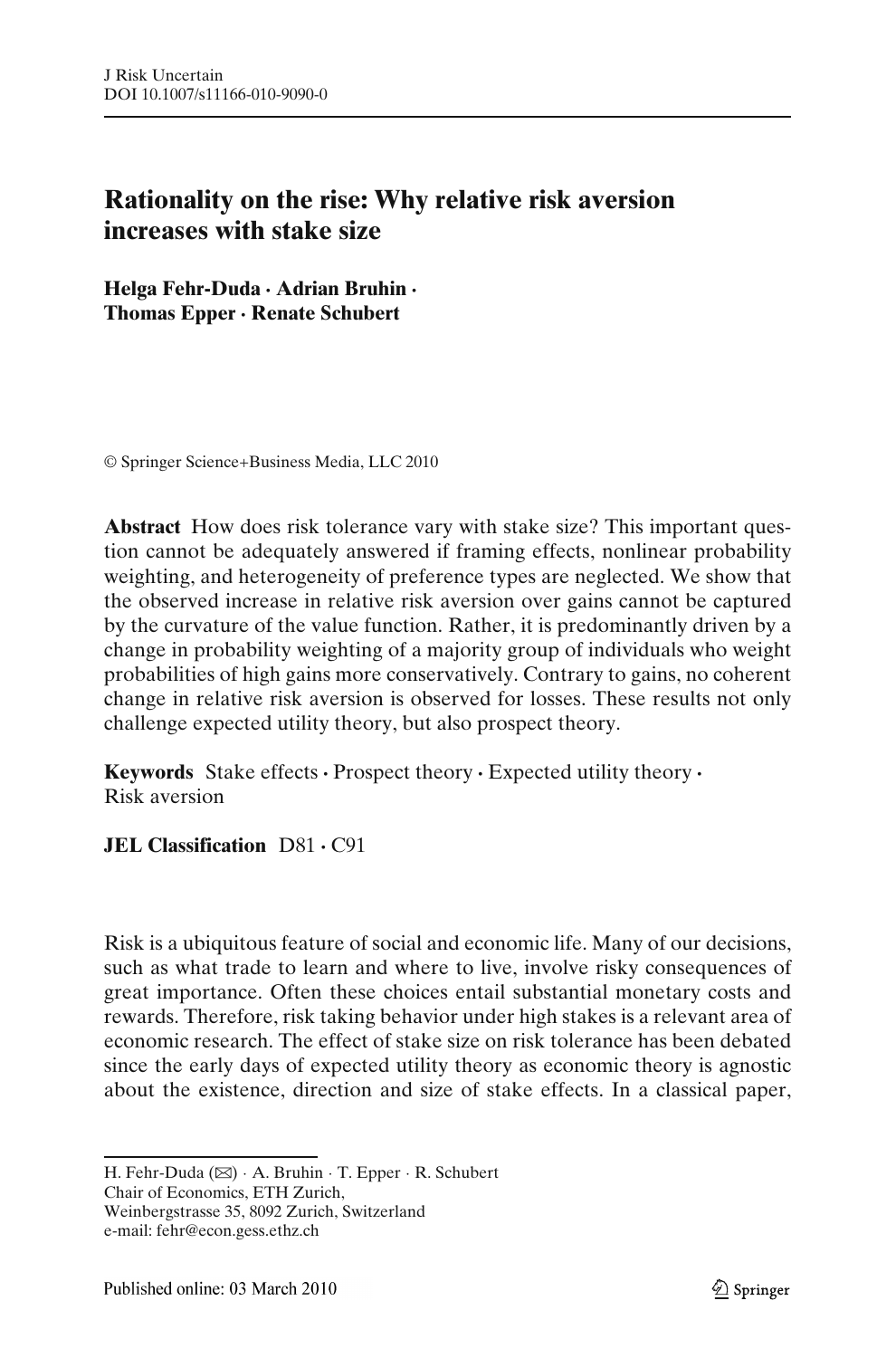# Rationality on the rise: Why relative risk aversion increases with stake size

**Helga Fehr-Duda · Adrian Bruhin · Thomas Epper · Renate Schubert**

© Springer Science+Business Media, LLC 2010

**Abstract** How does risk tolerance vary with stake size? This important question cannot be adequately answered if framing effects, nonlinear probability weighting, and heterogeneity of preference types are neglected. We show that the observed increase in relative risk aversion over gains cannot be captured by the curvature of the value function. Rather, it is predominantly driven by a change in probability weighting of a majority group of individuals who weight probabilities of high gains more conservatively. Contrary to gains, no coherent change in relative risk aversion is observed for losses. These results not only challenge expected utility theory, but also prospect theory.

**Keywords** Stake effects · Prospect theory · Expected utility theory · Risk aversion

**JEL Classification** D81 · C91

Risk is a ubiquitous feature of social and economic life. Many of our decisions, such as what trade to learn and where to live, involve risky consequences of great importance. Often these choices entail substantial monetary costs and rewards. Therefore, risk taking behavior under high stakes is a relevant area of economic research. The effect of stake size on risk tolerance has been debated since the early days of expected utility theory as economic theory is agnostic about the existence, direction and size of stake effects. In a classical paper,

---

H. Fehr-Duda (✉) · A. Bruhin · T. Epper · R. Schubert
Chair of Economics, ETH Zurich,
Weinbergstrasse 35, 8092 Zurich, Switzerland
e-mail: fehr@econ.gess.ethz.ch

Published online: 03 March 2010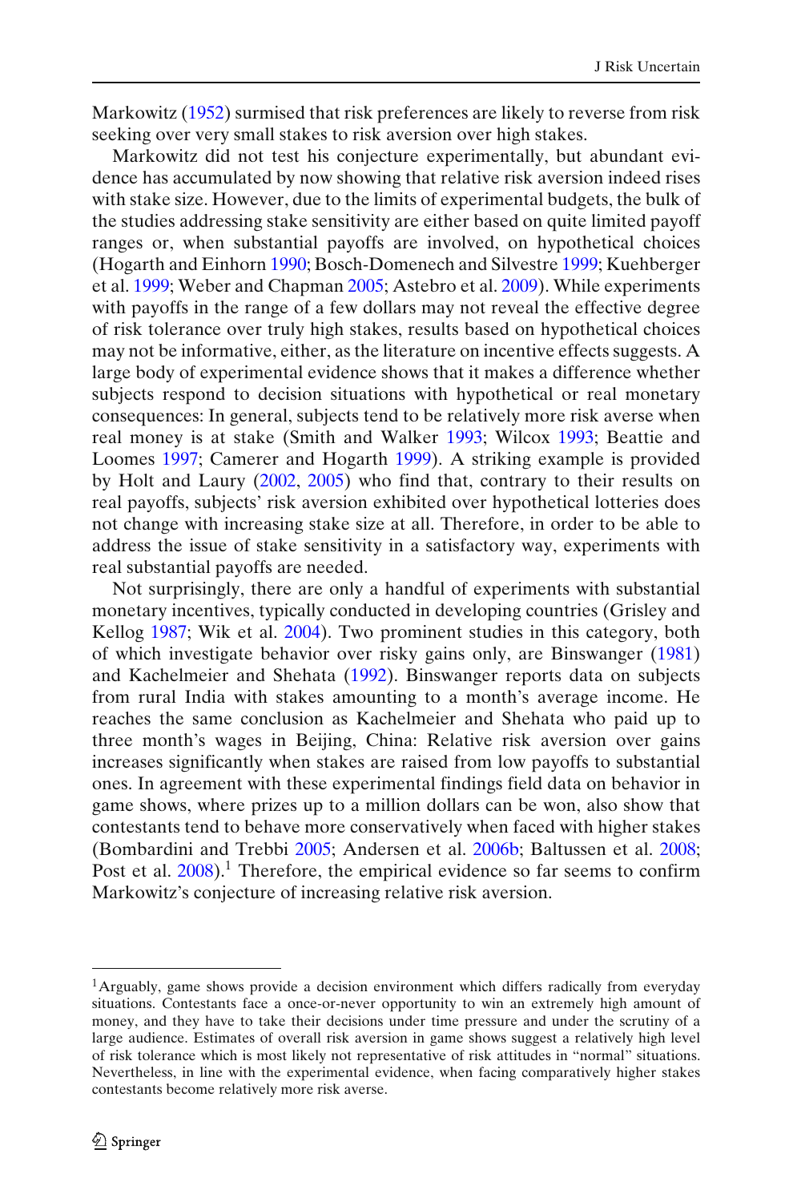Markowitz (1952) surmised that risk preferences are likely to reverse from risk seeking over very small stakes to risk aversion over high stakes.

Markowitz did not test his conjecture experimentally, but abundant evidence has accumulated by now showing that relative risk aversion indeed rises with stake size. However, due to the limits of experimental budgets, the bulk of the studies addressing stake sensitivity are either based on quite limited payoff ranges or, when substantial payoffs are involved, on hypothetical choices (Hogarth and Einhorn 1990; Bosch-Domenech and Silvestre 1999; Kuehberger et al. 1999; Weber and Chapman 2005; Astebro et al. 2009). While experiments with payoffs in the range of a few dollars may not reveal the effective degree of risk tolerance over truly high stakes, results based on hypothetical choices may not be informative, either, as the literature on incentive effects suggests. A large body of experimental evidence shows that it makes a difference whether subjects respond to decision situations with hypothetical or real monetary consequences: In general, subjects tend to be relatively more risk averse when real money is at stake (Smith and Walker 1993; Wilcox 1993; Beattie and Loomes 1997; Camerer and Hogarth 1999). A striking example is provided by Holt and Laury (2002, 2005) who find that, contrary to their results on real payoffs, subjects' risk aversion exhibited over hypothetical lotteries does not change with increasing stake size at all. Therefore, in order to be able to address the issue of stake sensitivity in a satisfactory way, experiments with real substantial payoffs are needed.

Not surprisingly, there are only a handful of experiments with substantial monetary incentives, typically conducted in developing countries (Grisley and Kellog 1987; Wik et al. 2004). Two prominent studies in this category, both of which investigate behavior over risky gains only, are Binswanger (1981) and Kachelmeier and Shehata (1992). Binswanger reports data on subjects from rural India with stakes amounting to a month's average income. He reaches the same conclusion as Kachelmeier and Shehata who paid up to three month's wages in Beijing, China: Relative risk aversion over gains increases significantly when stakes are raised from low payoffs to substantial ones. In agreement with these experimental findings field data on behavior in game shows, where prizes up to a million dollars can be won, also show that contestants tend to behave more conservatively when faced with higher stakes (Bombardini and Trebbi 2005; Andersen et al. 2006b; Baltussen et al. 2008; Post et al. 2008).[1] Therefore, the empirical evidence so far seems to confirm Markowitz's conjecture of increasing relative risk aversion.

[1] Arguably, game shows provide a decision environment which differs radically from everyday situations. Contestants face a once-or-never opportunity to win an extremely high amount of money, and they have to take their decisions under time pressure and under the scrutiny of a large audience. Estimates of overall risk aversion in game shows suggest a relatively high level of risk tolerance which is most likely not representative of risk attitudes in "normal" situations. Nevertheless, in line with the experimental evidence, when facing comparatively higher stakes contestants become relatively more risk averse.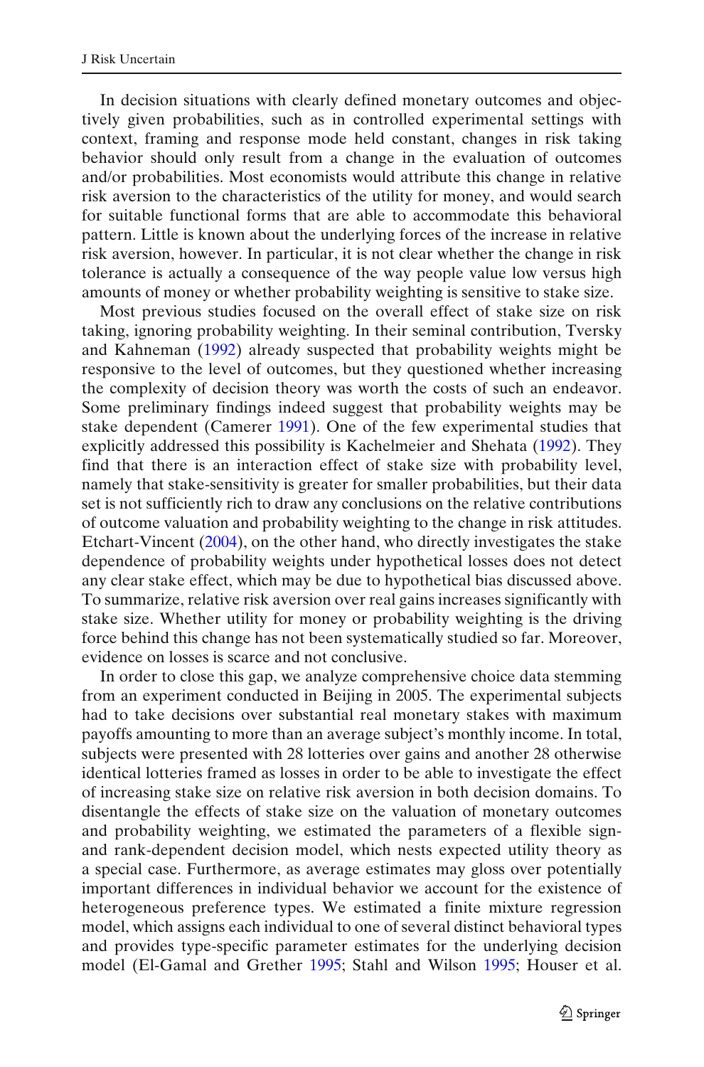In decision situations with clearly defined monetary outcomes and objectively given probabilities, such as in controlled experimental settings with context, framing and response mode held constant, changes in risk taking behavior should only result from a change in the evaluation of outcomes and/or probabilities. Most economists would attribute this change in relative risk aversion to the characteristics of the utility for money, and would search for suitable functional forms that are able to accommodate this behavioral pattern. Little is known about the underlying forces of the increase in relative risk aversion, however. In particular, it is not clear whether the change in risk tolerance is actually a consequence of the way people value low versus high amounts of money or whether probability weighting is sensitive to stake size.

Most previous studies focused on the overall effect of stake size on risk taking, ignoring probability weighting. In their seminal contribution, Tversky and Kahneman (1992) already suspected that probability weights might be responsive to the level of outcomes, but they questioned whether increasing the complexity of decision theory was worth the costs of such an endeavor. Some preliminary findings indeed suggest that probability weights may be stake dependent (Camerer 1991). One of the few experimental studies that explicitly addressed this possibility is Kachelmeier and Shehata (1992). They find that there is an interaction effect of stake size with probability level, namely that stake-sensitivity is greater for smaller probabilities, but their data set is not sufficiently rich to draw any conclusions on the relative contributions of outcome valuation and probability weighting to the change in risk attitudes. Etchart-Vincent (2004), on the other hand, who directly investigates the stake dependence of probability weights under hypothetical losses does not detect any clear stake effect, which may be due to hypothetical bias discussed above. To summarize, relative risk aversion over real gains increases significantly with stake size. Whether utility for money or probability weighting is the driving force behind this change has not been systematically studied so far. Moreover, evidence on losses is scarce and not conclusive.

In order to close this gap, we analyze comprehensive choice data stemming from an experiment conducted in Beijing in 2005. The experimental subjects had to take decisions over substantial real monetary stakes with maximum payoffs amounting to more than an average subject's monthly income. In total, subjects were presented with 28 lotteries over gains and another 28 otherwise identical lotteries framed as losses in order to be able to investigate the effect of increasing stake size on relative risk aversion in both decision domains. To disentangle the effects of stake size on the valuation of monetary outcomes and probability weighting, we estimated the parameters of a flexible sign- and rank-dependent decision model, which nests expected utility theory as a special case. Furthermore, as average estimates may gloss over potentially important differences in individual behavior we account for the existence of heterogeneous preference types. We estimated a finite mixture regression model, which assigns each individual to one of several distinct behavioral types and provides type-specific parameter estimates for the underlying decision model (El-Gamal and Grether 1995; Stahl and Wilson 1995; Houser et al.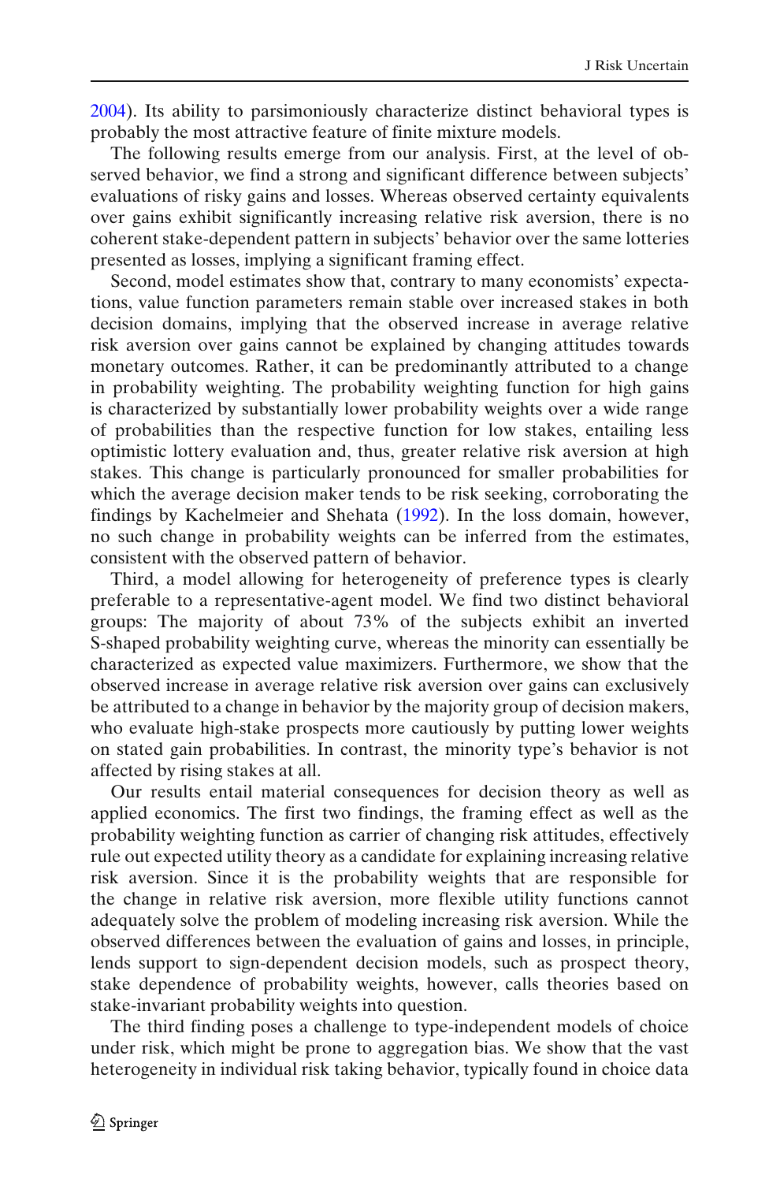2004). Its ability to parsimoniously characterize distinct behavioral types is probably the most attractive feature of finite mixture models.

The following results emerge from our analysis. First, at the level of observed behavior, we find a strong and significant difference between subjects' evaluations of risky gains and losses. Whereas observed certainty equivalents over gains exhibit significantly increasing relative risk aversion, there is no coherent stake-dependent pattern in subjects' behavior over the same lotteries presented as losses, implying a significant framing effect.

Second, model estimates show that, contrary to many economists' expectations, value function parameters remain stable over increased stakes in both decision domains, implying that the observed increase in average relative risk aversion over gains cannot be explained by changing attitudes towards monetary outcomes. Rather, it can be predominantly attributed to a change in probability weighting. The probability weighting function for high gains is characterized by substantially lower probability weights over a wide range of probabilities than the respective function for low stakes, entailing less optimistic lottery evaluation and, thus, greater relative risk aversion at high stakes. This change is particularly pronounced for smaller probabilities for which the average decision maker tends to be risk seeking, corroborating the findings by Kachelmeier and Shehata (1992). In the loss domain, however, no such change in probability weights can be inferred from the estimates, consistent with the observed pattern of behavior.

Third, a model allowing for heterogeneity of preference types is clearly preferable to a representative-agent model. We find two distinct behavioral groups: The majority of about 73% of the subjects exhibit an inverted S-shaped probability weighting curve, whereas the minority can essentially be characterized as expected value maximizers. Furthermore, we show that the observed increase in average relative risk aversion over gains can exclusively be attributed to a change in behavior by the majority group of decision makers, who evaluate high-stake prospects more cautiously by putting lower weights on stated gain probabilities. In contrast, the minority type's behavior is not affected by rising stakes at all.

Our results entail material consequences for decision theory as well as applied economics. The first two findings, the framing effect as well as the probability weighting function as carrier of changing risk attitudes, effectively rule out expected utility theory as a candidate for explaining increasing relative risk aversion. Since it is the probability weights that are responsible for the change in relative risk aversion, more flexible utility functions cannot adequately solve the problem of modeling increasing risk aversion. While the observed differences between the evaluation of gains and losses, in principle, lends support to sign-dependent decision models, such as prospect theory, stake dependence of probability weights, however, calls theories based on stake-invariant probability weights into question.

The third finding poses a challenge to type-independent models of choice under risk, which might be prone to aggregation bias. We show that the vast heterogeneity in individual risk taking behavior, typically found in choice data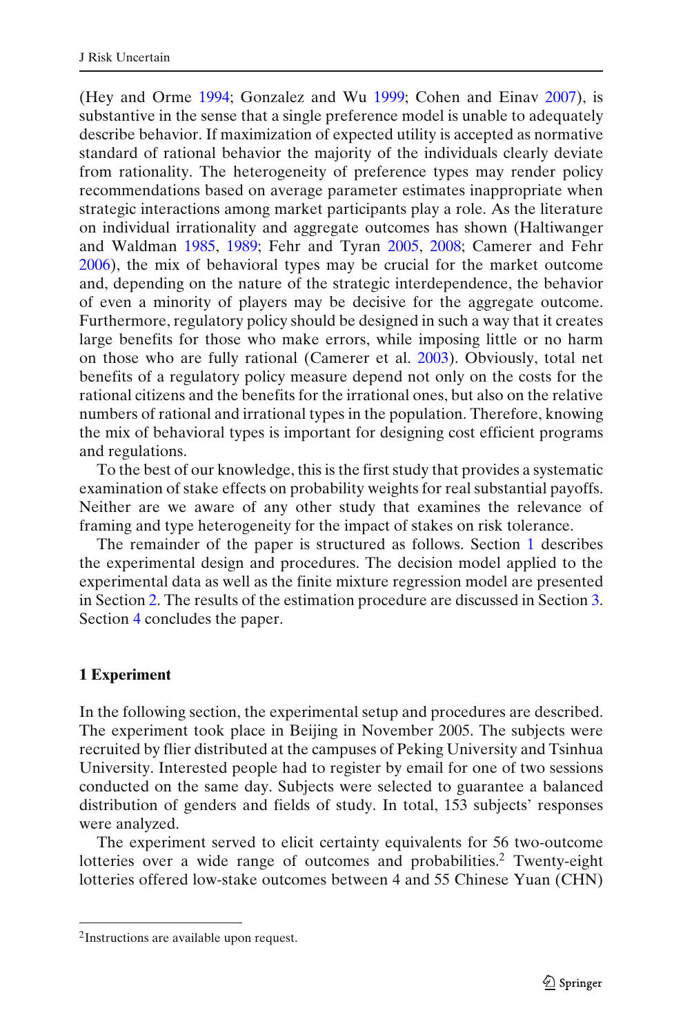(Hey and Orme 1994; Gonzalez and Wu 1999; Cohen and Einav 2007), is substantive in the sense that a single preference model is unable to adequately describe behavior. If maximization of expected utility is accepted as normative standard of rational behavior the majority of the individuals clearly deviate from rationality. The heterogeneity of preference types may render policy recommendations based on average parameter estimates inappropriate when strategic interactions among market participants play a role. As the literature on individual irrationality and aggregate outcomes has shown (Haltiwanger and Waldman 1985, 1989; Fehr and Tyran 2005, 2008; Camerer and Fehr 2006), the mix of behavioral types may be crucial for the market outcome and, depending on the nature of the strategic interdependence, the behavior of even a minority of players may be decisive for the aggregate outcome. Furthermore, regulatory policy should be designed in such a way that it creates large benefits for those who make errors, while imposing little or no harm on those who are fully rational (Camerer et al. 2003). Obviously, total net benefits of a regulatory policy measure depend not only on the costs for the rational citizens and the benefits for the irrational ones, but also on the relative numbers of rational and irrational types in the population. Therefore, knowing the mix of behavioral types is important for designing cost efficient programs and regulations.

To the best of our knowledge, this is the first study that provides a systematic examination of stake effects on probability weights for real substantial payoffs. Neither are we aware of any other study that examines the relevance of framing and type heterogeneity for the impact of stakes on risk tolerance.

The remainder of the paper is structured as follows. Section 1 describes the experimental design and procedures. The decision model applied to the experimental data as well as the finite mixture regression model are presented in Section 2. The results of the estimation procedure are discussed in Section 3. Section 4 concludes the paper.

## 1 Experiment

In the following section, the experimental setup and procedures are described. The experiment took place in Beijing in November 2005. The subjects were recruited by flier distributed at the campuses of Peking University and Tsinhua University. Interested people had to register by email for one of two sessions conducted on the same day. Subjects were selected to guarantee a balanced distribution of genders and fields of study. In total, 153 subjects' responses were analyzed.

The experiment served to elicit certainty equivalents for 56 two-outcome lotteries over a wide range of outcomes and probabilities.[2] Twenty-eight lotteries offered low-stake outcomes between 4 and 55 Chinese Yuan (CHN)

[2] Instructions are available upon request.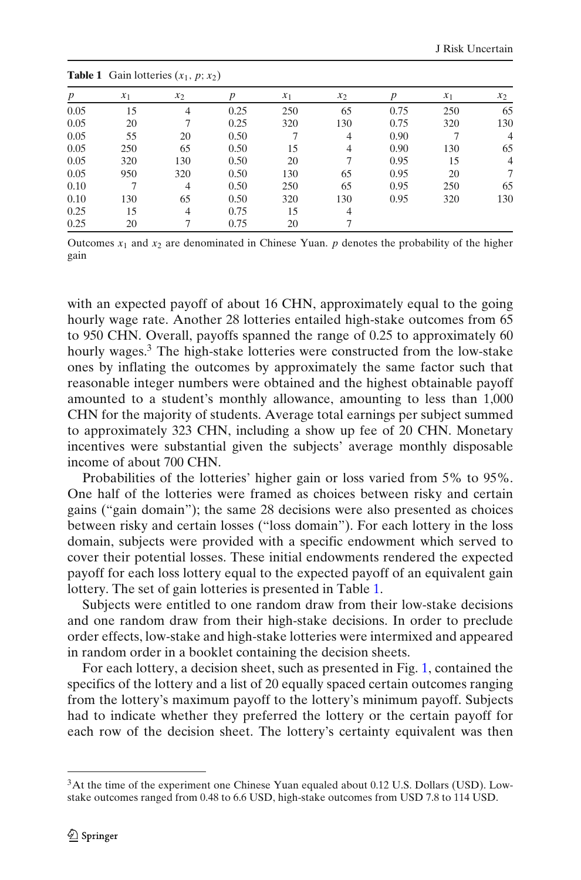**Table 1** Gain lotteries ($x_1$, $p$; $x_2$)

| $p$ | $x_1$ | $x_2$ | $p$ | $x_1$ | $x_2$ | $p$ | $x_1$ | $x_2$ |
|---|---|---|---|---|---|---|---|---|
| 0.05 | 15 | 4 | 0.25 | 250 | 65 | 0.75 | 250 | 65 |
| 0.05 | 20 | 7 | 0.25 | 320 | 130 | 0.75 | 320 | 130 |
| 0.05 | 55 | 20 | 0.50 | 7 | 4 | 0.90 | 7 | 4 |
| 0.05 | 250 | 65 | 0.50 | 15 | 4 | 0.90 | 130 | 65 |
| 0.05 | 320 | 130 | 0.50 | 20 | 7 | 0.95 | 15 | 4 |
| 0.05 | 950 | 320 | 0.50 | 130 | 65 | 0.95 | 20 | 7 |
| 0.10 | 7 | 4 | 0.50 | 250 | 65 | 0.95 | 250 | 65 |
| 0.10 | 130 | 65 | 0.50 | 320 | 130 | 0.95 | 320 | 130 |
| 0.25 | 15 | 4 | 0.75 | 15 | 4 | | | |
| 0.25 | 20 | 7 | 0.75 | 20 | 7 | | | |

Outcomes $x_1$ and $x_2$ are denominated in Chinese Yuan. $p$ denotes the probability of the higher gain

with an expected payoff of about 16 CHN, approximately equal to the going hourly wage rate. Another 28 lotteries entailed high-stake outcomes from 65 to 950 CHN. Overall, payoffs spanned the range of 0.25 to approximately 60 hourly wages.[3] The high-stake lotteries were constructed from the low-stake ones by inflating the outcomes by approximately the same factor such that reasonable integer numbers were obtained and the highest obtainable payoff amounted to a student's monthly allowance, amounting to less than 1,000 CHN for the majority of students. Average total earnings per subject summed to approximately 323 CHN, including a show up fee of 20 CHN. Monetary incentives were substantial given the subjects' average monthly disposable income of about 700 CHN.

Probabilities of the lotteries' higher gain or loss varied from 5% to 95%. One half of the lotteries were framed as choices between risky and certain gains ("gain domain"); the same 28 decisions were also presented as choices between risky and certain losses ("loss domain"). For each lottery in the loss domain, subjects were provided with a specific endowment which served to cover their potential losses. These initial endowments rendered the expected payoff for each loss lottery equal to the expected payoff of an equivalent gain lottery. The set of gain lotteries is presented in Table 1.

Subjects were entitled to one random draw from their low-stake decisions and one random draw from their high-stake decisions. In order to preclude order effects, low-stake and high-stake lotteries were intermixed and appeared in random order in a booklet containing the decision sheets.

For each lottery, a decision sheet, such as presented in Fig. 1, contained the specifics of the lottery and a list of 20 equally spaced certain outcomes ranging from the lottery's maximum payoff to the lottery's minimum payoff. Subjects had to indicate whether they preferred the lottery or the certain payoff for each row of the decision sheet. The lottery's certainty equivalent was then

[3] At the time of the experiment one Chinese Yuan equaled about 0.12 U.S. Dollars (USD). Low-stake outcomes ranged from 0.48 to 6.6 USD, high-stake outcomes from USD 7.8 to 114 USD.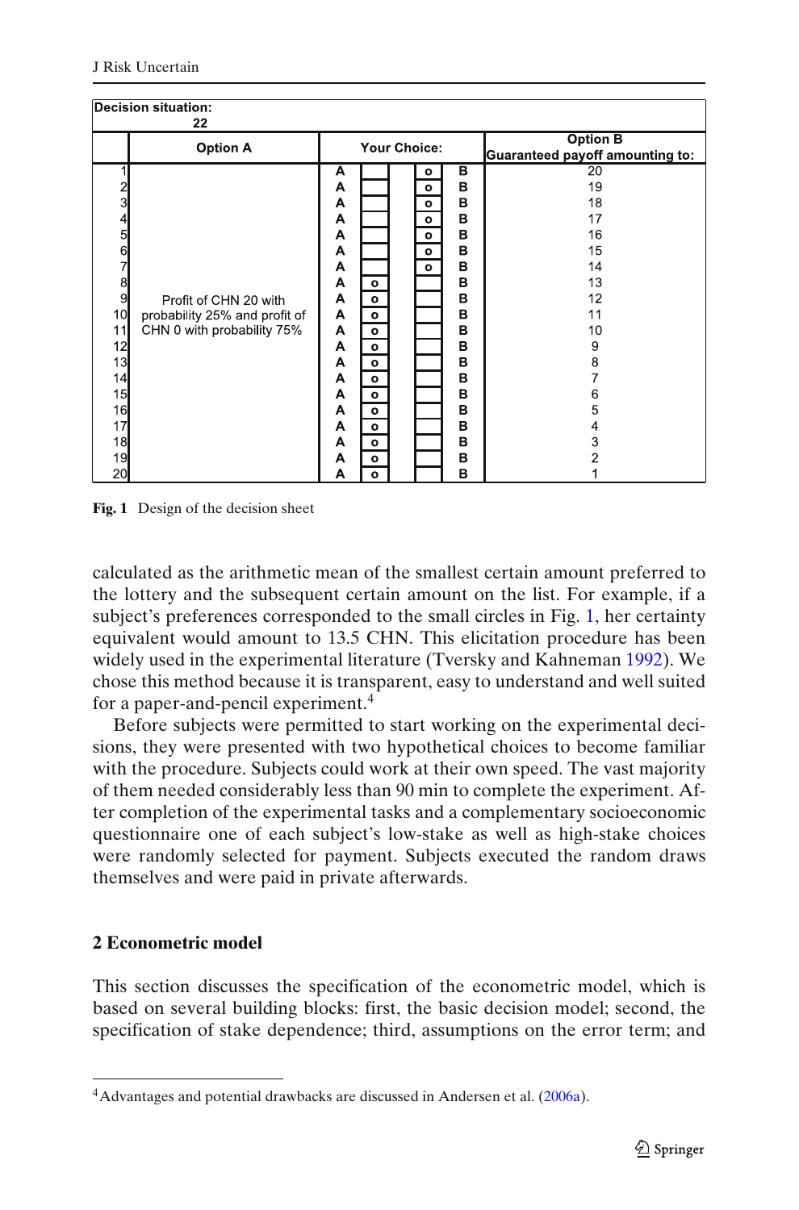| Decision situation: 22 | | | | | | | |
|---|---|---|---|---|---|---|---|
| | Option A | Your Choice: | | | | | Option B Guaranteed payoff amounting to: |
| 1 | Profit of CHN 20 with probability 25% and profit of CHN 0 with probability 75% | A | | o | B | | 20 |
| 2 | | A | | o | B | | 19 |
| 3 | | A | | o | B | | 18 |
| 4 | | A | | o | B | | 17 |
| 5 | | A | | o | B | | 16 |
| 6 | | A | | o | B | | 15 |
| 7 | | A | | o | B | | 14 |
| 8 | | A | o | | B | | 13 |
| 9 | | A | o | | B | | 12 |
| 10 | | A | o | | B | | 11 |
| 11 | | A | o | | B | | 10 |
| 12 | | A | o | | B | | 9 |
| 13 | | A | o | | B | | 8 |
| 14 | | A | o | | B | | 7 |
| 15 | | A | o | | B | | 6 |
| 16 | | A | o | | B | | 5 |
| 17 | | A | o | | B | | 4 |
| 18 | | A | o | | B | | 3 |
| 19 | | A | o | | B | | 2 |
| 20 | | A | o | | B | | 1 |

**Fig. 1** Design of the decision sheet

calculated as the arithmetic mean of the smallest certain amount preferred to the lottery and the subsequent certain amount on the list. For example, if a subject's preferences corresponded to the small circles in Fig. 1, her certainty equivalent would amount to 13.5 CHN. This elicitation procedure has been widely used in the experimental literature (Tversky and Kahneman 1992). We chose this method because it is transparent, easy to understand and well suited for a paper-and-pencil experiment.[4]

Before subjects were permitted to start working on the experimental decisions, they were presented with two hypothetical choices to become familiar with the procedure. Subjects could work at their own speed. The vast majority of them needed considerably less than 90 min to complete the experiment. After completion of the experimental tasks and a complementary socioeconomic questionnaire one of each subject's low-stake as well as high-stake choices were randomly selected for payment. Subjects executed the random draws themselves and were paid in private afterwards.

## 2 Econometric model

This section discusses the specification of the econometric model, which is based on several building blocks: first, the basic decision model; second, the specification of stake dependence; third, assumptions on the error term; and

[4] Advantages and potential drawbacks are discussed in Andersen et al. (2006a).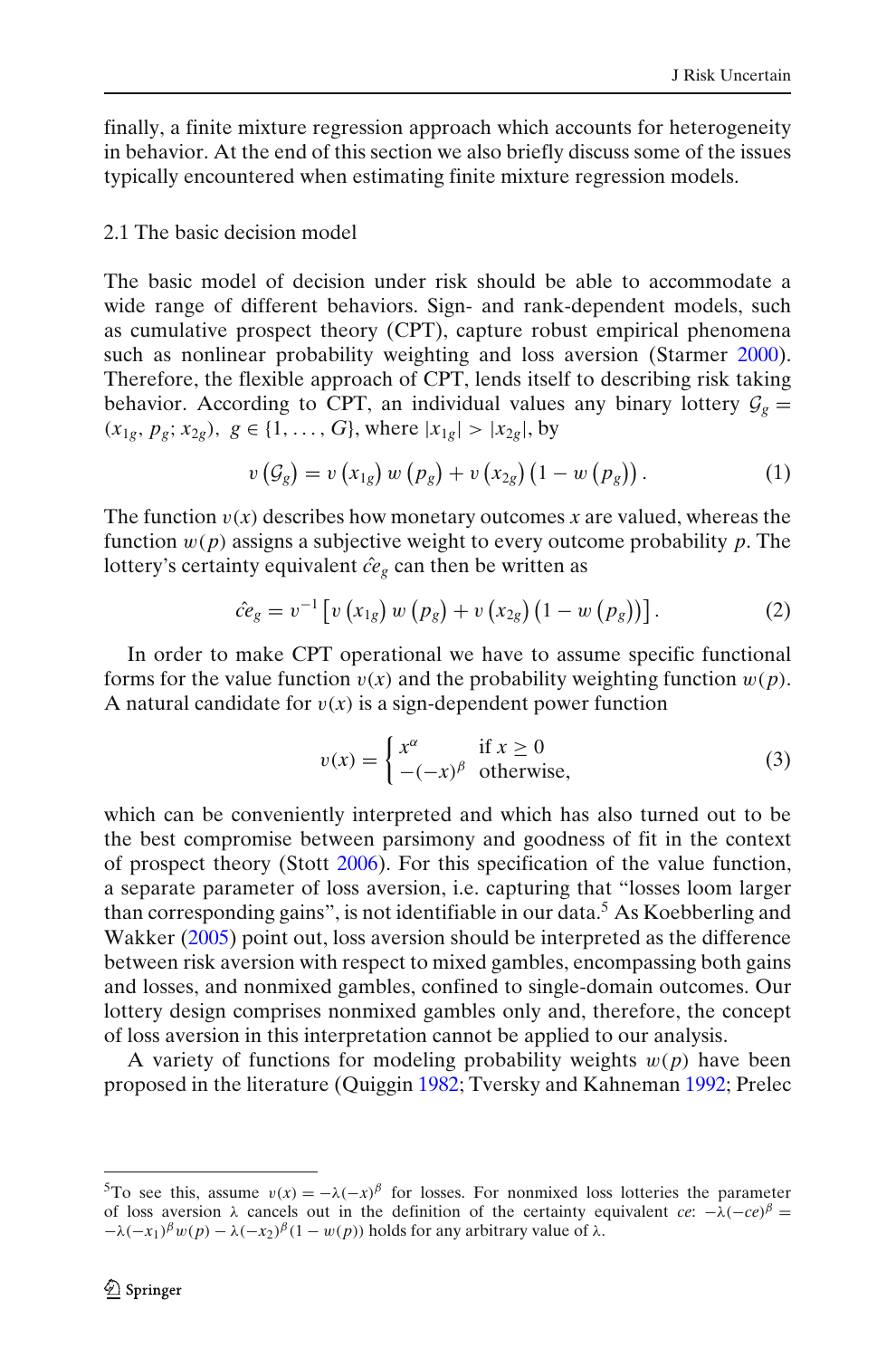finally, a finite mixture regression approach which accounts for heterogeneity in behavior. At the end of this section we also briefly discuss some of the issues typically encountered when estimating finite mixture regression models.

### 2.1 The basic decision model

The basic model of decision under risk should be able to accommodate a wide range of different behaviors. Sign- and rank-dependent models, such as cumulative prospect theory (CPT), capture robust empirical phenomena such as nonlinear probability weighting and loss aversion (Starmer 2000). Therefore, the flexible approach of CPT, lends itself to describing risk taking behavior. According to CPT, an individual values any binary lottery $\mathcal{G}_g = (x_{1g}, p_g; x_{2g}),\ g \in \{1, \ldots, G\}$, where $|x_{1g}| > |x_{2g}|$, by

$$v\left(\mathcal{G}_g\right) = v\left(x_{1g}\right) w\left(p_g\right) + v\left(x_{2g}\right)\left(1 - w\left(p_g\right)\right). \tag{1}$$

The function $v(x)$ describes how monetary outcomes $x$ are valued, whereas the function $w(p)$ assigns a subjective weight to every outcome probability $p$. The lottery's certainty equivalent $\hat{ce}_g$ can then be written as

$$\hat{ce}_g = v^{-1}\left[v\left(x_{1g}\right) w\left(p_g\right) + v\left(x_{2g}\right)\left(1 - w\left(p_g\right)\right)\right]. \tag{2}$$

In order to make CPT operational we have to assume specific functional forms for the value function $v(x)$ and the probability weighting function $w(p)$. A natural candidate for $v(x)$ is a sign-dependent power function

$$v(x) = \begin{cases} x^{\alpha} & \text{if } x \geq 0 \\ -(-x)^{\beta} & \text{otherwise,} \end{cases} \tag{3}$$

which can be conveniently interpreted and which has also turned out to be the best compromise between parsimony and goodness of fit in the context of prospect theory (Stott 2006). For this specification of the value function, a separate parameter of loss aversion, i.e. capturing that "losses loom larger than corresponding gains", is not identifiable in our data.[5] As Koebberling and Wakker (2005) point out, loss aversion should be interpreted as the difference between risk aversion with respect to mixed gambles, encompassing both gains and losses, and nonmixed gambles, confined to single-domain outcomes. Our lottery design comprises nonmixed gambles only and, therefore, the concept of loss aversion in this interpretation cannot be applied to our analysis.

A variety of functions for modeling probability weights $w(p)$ have been proposed in the literature (Quiggin 1982; Tversky and Kahneman 1992; Prelec

---

[5] To see this, assume $v(x) = -\lambda(-x)^{\beta}$ for losses. For nonmixed loss lotteries the parameter of loss aversion $\lambda$ cancels out in the definition of the certainty equivalent $ce$: $-\lambda(-ce)^{\beta} = -\lambda(-x_1)^{\beta} w(p) - \lambda(-x_2)^{\beta}(1 - w(p))$ holds for any arbitrary value of $\lambda$.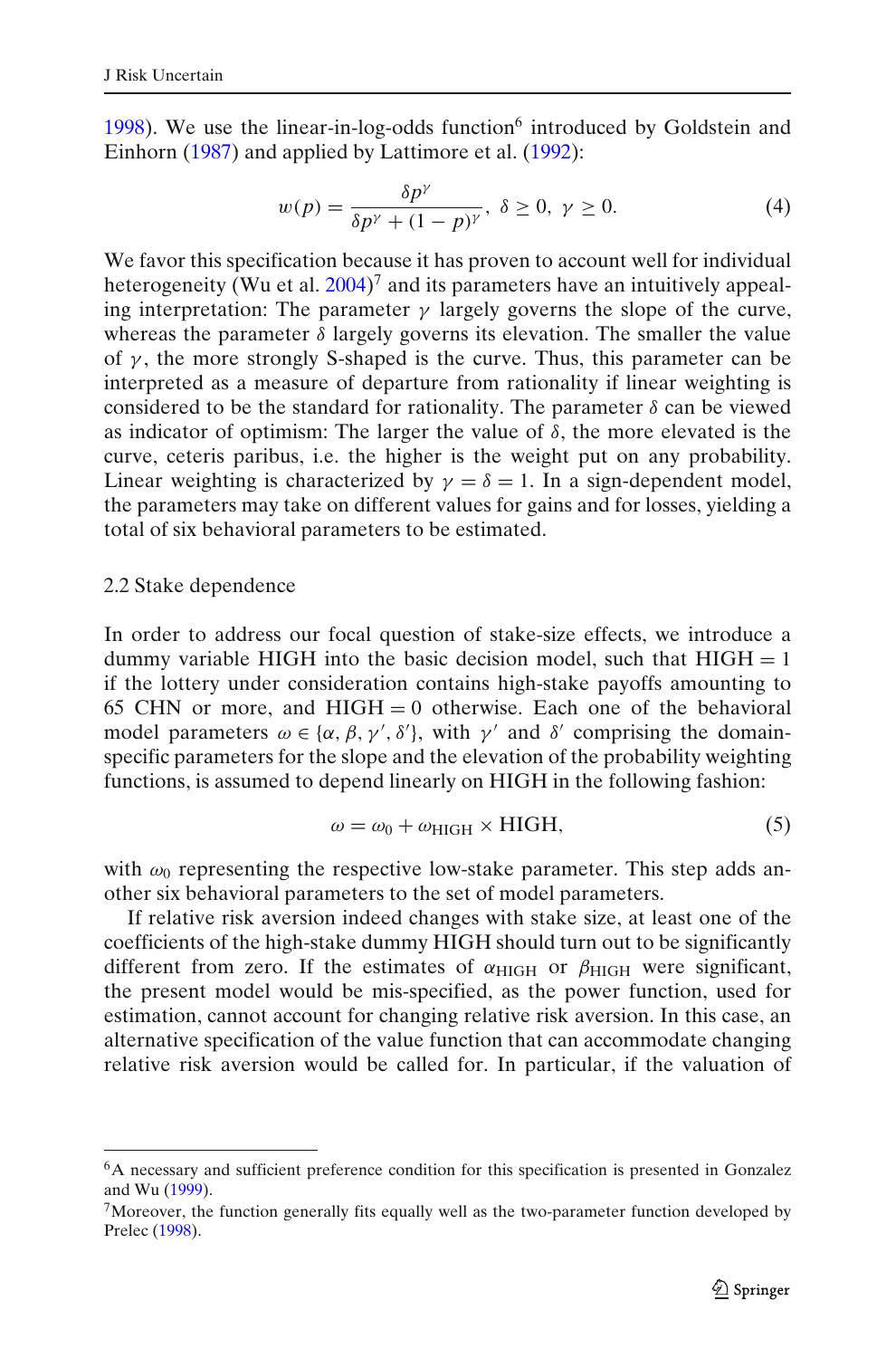1998). We use the linear-in-log-odds function[6] introduced by Goldstein and Einhorn (1987) and applied by Lattimore et al. (1992):

$$w(p) = \frac{\delta p^{\gamma}}{\delta p^{\gamma} + (1-p)^{\gamma}},\ \delta \geq 0,\ \gamma \geq 0. \tag{4}$$

We favor this specification because it has proven to account well for individual heterogeneity (Wu et al. 2004)[7] and its parameters have an intuitively appealing interpretation: The parameter $\gamma$ largely governs the slope of the curve, whereas the parameter $\delta$ largely governs its elevation. The smaller the value of $\gamma$, the more strongly S-shaped is the curve. Thus, this parameter can be interpreted as a measure of departure from rationality if linear weighting is considered to be the standard for rationality. The parameter $\delta$ can be viewed as indicator of optimism: The larger the value of $\delta$, the more elevated is the curve, ceteris paribus, i.e. the higher is the weight put on any probability. Linear weighting is characterized by $\gamma = \delta = 1$. In a sign-dependent model, the parameters may take on different values for gains and for losses, yielding a total of six behavioral parameters to be estimated.

## 2.2 Stake dependence

In order to address our focal question of stake-size effects, we introduce a dummy variable HIGH into the basic decision model, such that HIGH = 1 if the lottery under consideration contains high-stake payoffs amounting to 65 CHN or more, and HIGH = 0 otherwise. Each one of the behavioral model parameters $\omega \in \{\alpha, \beta, \gamma', \delta'\}$, with $\gamma'$ and $\delta'$ comprising the domain-specific parameters for the slope and the elevation of the probability weighting functions, is assumed to depend linearly on HIGH in the following fashion:

$$\omega = \omega_0 + \omega_{\text{HIGH}} \times \text{HIGH}, \tag{5}$$

with $\omega_0$ representing the respective low-stake parameter. This step adds another six behavioral parameters to the set of model parameters.

If relative risk aversion indeed changes with stake size, at least one of the coefficients of the high-stake dummy HIGH should turn out to be significantly different from zero. If the estimates of $\alpha_{\text{HIGH}}$ or $\beta_{\text{HIGH}}$ were significant, the present model would be mis-specified, as the power function, used for estimation, cannot account for changing relative risk aversion. In this case, an alternative specification of the value function that can accommodate changing relative risk aversion would be called for. In particular, if the valuation of

[6] A necessary and sufficient preference condition for this specification is presented in Gonzalez and Wu (1999).

[7] Moreover, the function generally fits equally well as the two-parameter function developed by Prelec (1998).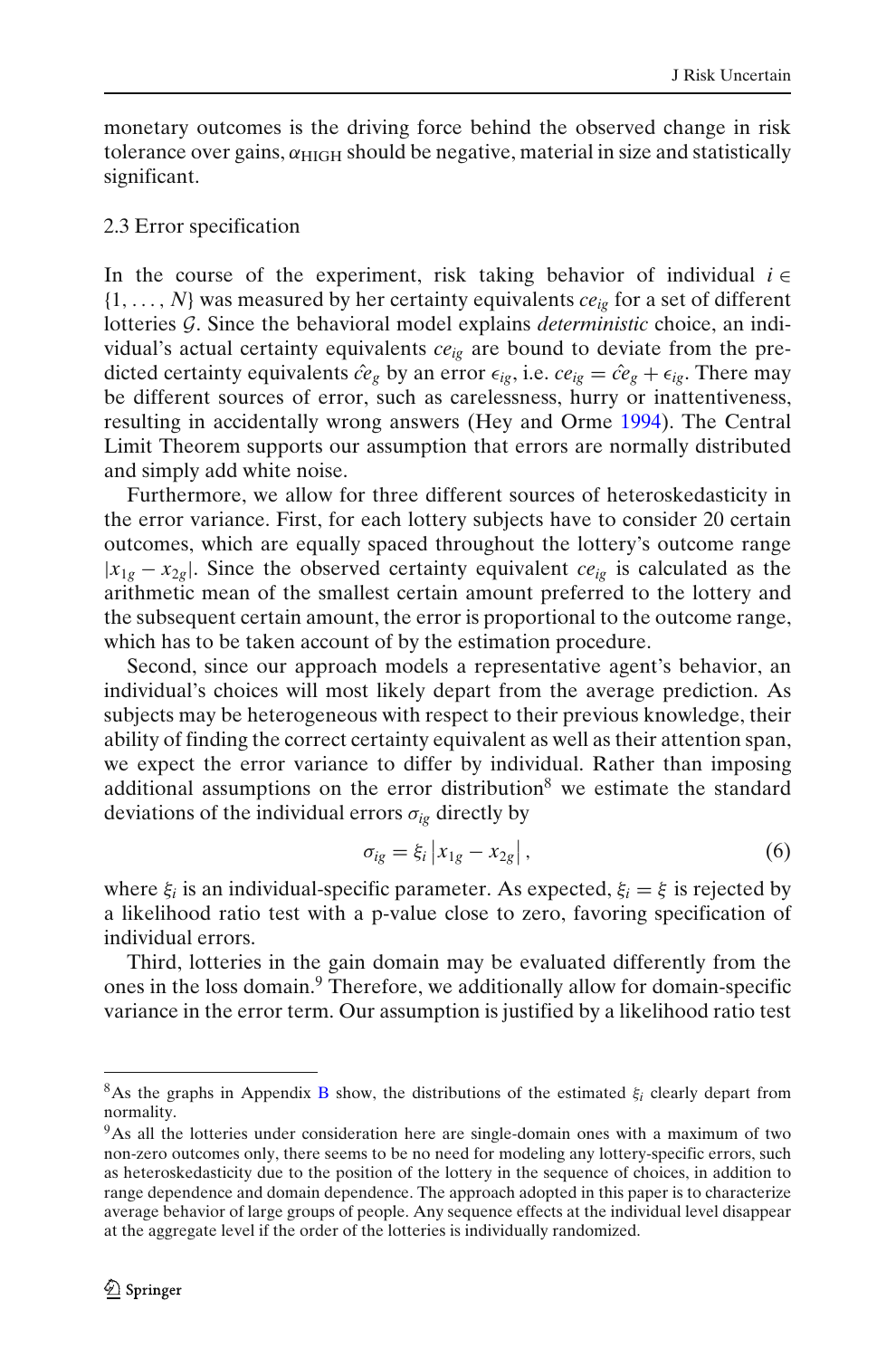monetary outcomes is the driving force behind the observed change in risk tolerance over gains, $\alpha_{\mathrm{HIGH}}$ should be negative, material in size and statistically significant.

### 2.3 Error specification

In the course of the experiment, risk taking behavior of individual $i \in \{1, \ldots, N\}$ was measured by her certainty equivalents $ce_{ig}$ for a set of different lotteries $\mathcal{G}$. Since the behavioral model explains *deterministic* choice, an individual's actual certainty equivalents $ce_{ig}$ are bound to deviate from the predicted certainty equivalents $\hat{ce}_g$ by an error $\epsilon_{ig}$, i.e. $ce_{ig} = \hat{ce}_g + \epsilon_{ig}$. There may be different sources of error, such as carelessness, hurry or inattentiveness, resulting in accidentally wrong answers (Hey and Orme 1994). The Central Limit Theorem supports our assumption that errors are normally distributed and simply add white noise.

Furthermore, we allow for three different sources of heteroskedasticity in the error variance. First, for each lottery subjects have to consider 20 certain outcomes, which are equally spaced throughout the lottery's outcome range $|x_{1g} - x_{2g}|$. Since the observed certainty equivalent $ce_{ig}$ is calculated as the arithmetic mean of the smallest certain amount preferred to the lottery and the subsequent certain amount, the error is proportional to the outcome range, which has to be taken account of by the estimation procedure.

Second, since our approach models a representative agent's behavior, an individual's choices will most likely depart from the average prediction. As subjects may be heterogeneous with respect to their previous knowledge, their ability of finding the correct certainty equivalent as well as their attention span, we expect the error variance to differ by individual. Rather than imposing additional assumptions on the error distribution[8] we estimate the standard deviations of the individual errors $\sigma_{ig}$ directly by

$$\sigma_{ig} = \xi_i \left| x_{1g} - x_{2g} \right|, \tag{6}$$

where $\xi_i$ is an individual-specific parameter. As expected, $\xi_i = \xi$ is rejected by a likelihood ratio test with a p-value close to zero, favoring specification of individual errors.

Third, lotteries in the gain domain may be evaluated differently from the ones in the loss domain.[9] Therefore, we additionally allow for domain-specific variance in the error term. Our assumption is justified by a likelihood ratio test

---

[8] As the graphs in Appendix B show, the distributions of the estimated $\xi_i$ clearly depart from normality.

[9] As all the lotteries under consideration here are single-domain ones with a maximum of two non-zero outcomes only, there seems to be no need for modeling any lottery-specific errors, such as heteroskedasticity due to the position of the lottery in the sequence of choices, in addition to range dependence and domain dependence. The approach adopted in this paper is to characterize average behavior of large groups of people. Any sequence effects at the individual level disappear at the aggregate level if the order of the lotteries is individually randomized.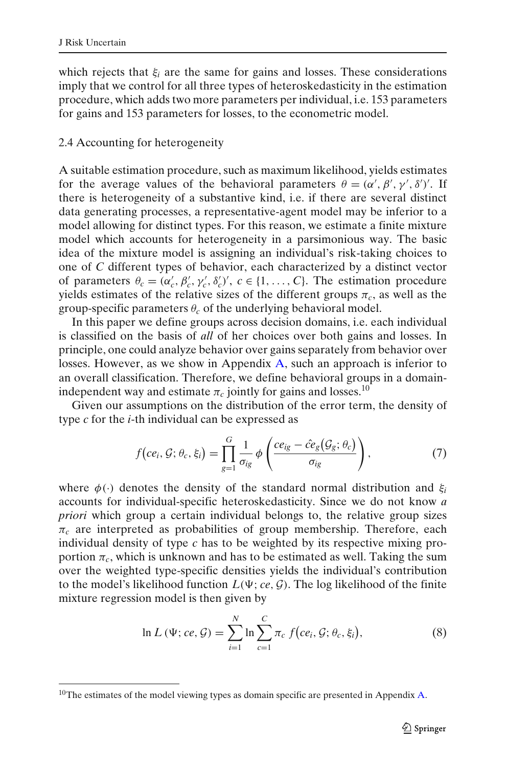which rejects that $\xi_i$ are the same for gains and losses. These considerations imply that we control for all three types of heteroskedasticity in the estimation procedure, which adds two more parameters per individual, i.e. 153 parameters for gains and 153 parameters for losses, to the econometric model.

### 2.4 Accounting for heterogeneity

A suitable estimation procedure, such as maximum likelihood, yields estimates for the average values of the behavioral parameters $\theta = (\alpha', \beta', \gamma', \delta')'$. If there is heterogeneity of a substantive kind, i.e. if there are several distinct data generating processes, a representative-agent model may be inferior to a model allowing for distinct types. For this reason, we estimate a finite mixture model which accounts for heterogeneity in a parsimonious way. The basic idea of the mixture model is assigning an individual's risk-taking choices to one of $C$ different types of behavior, each characterized by a distinct vector of parameters $\theta_c = (\alpha_c', \beta_c', \gamma_c', \delta_c')'$, $c \in \{1, \ldots, C\}$. The estimation procedure yields estimates of the relative sizes of the different groups $\pi_c$, as well as the group-specific parameters $\theta_c$ of the underlying behavioral model.

In this paper we define groups across decision domains, i.e. each individual is classified on the basis of *all* of her choices over both gains and losses. In principle, one could analyze behavior over gains separately from behavior over losses. However, as we show in Appendix A, such an approach is inferior to an overall classification. Therefore, we define behavioral groups in a domain-independent way and estimate $\pi_c$ jointly for gains and losses.[10]

Given our assumptions on the distribution of the error term, the density of type $c$ for the $i$-th individual can be expressed as

$$f\big(ce_i, \mathcal{G}; \theta_c, \xi_i\big) = \prod_{g=1}^{G} \frac{1}{\sigma_{ig}} \, \phi\left(\frac{ce_{ig} - \hat{ce}_g\big(\mathcal{G}_g; \theta_c\big)}{\sigma_{ig}}\right), \tag{7}$$

where $\phi(\cdot)$ denotes the density of the standard normal distribution and $\xi_i$ accounts for individual-specific heteroskedasticity. Since we do not know *a priori* which group a certain individual belongs to, the relative group sizes $\pi_c$ are interpreted as probabilities of group membership. Therefore, each individual density of type $c$ has to be weighted by its respective mixing proportion $\pi_c$, which is unknown and has to be estimated as well. Taking the sum over the weighted type-specific densities yields the individual's contribution to the model's likelihood function $L(\Psi; ce, \mathcal{G})$. The log likelihood of the finite mixture regression model is then given by

$$\ln L\left(\Psi; ce, \mathcal{G}\right) = \sum_{i=1}^{N} \ln \sum_{c=1}^{C} \pi_c \, f\big(ce_i, \mathcal{G}; \theta_c, \xi_i\big), \tag{8}$$

[10] The estimates of the model viewing types as domain specific are presented in Appendix A.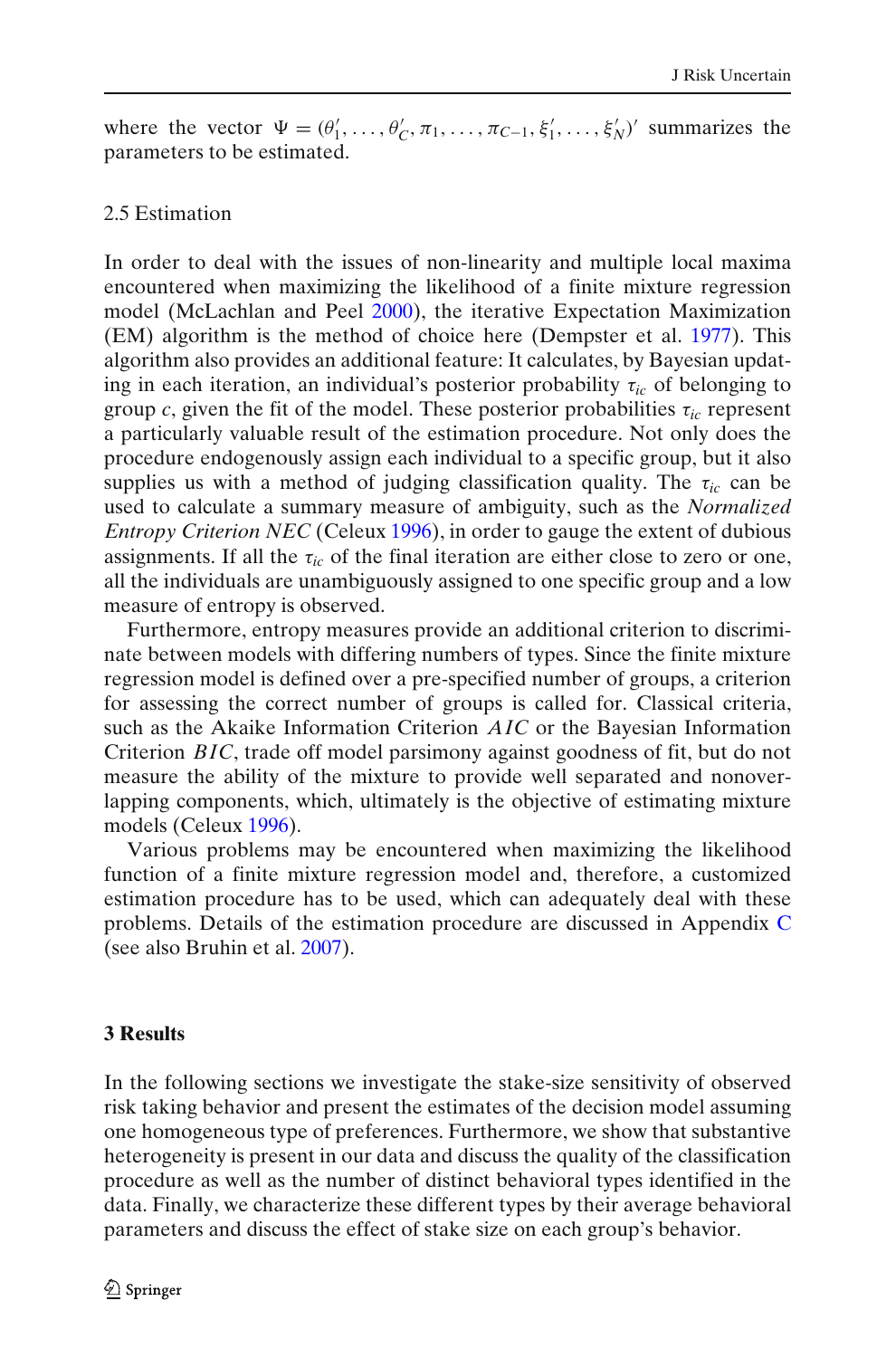where the vector $\Psi = (\theta_1', \ldots, \theta_C', \pi_1, \ldots, \pi_{C-1}, \xi_1', \ldots, \xi_N')'$ summarizes the parameters to be estimated.

### 2.5 Estimation

In order to deal with the issues of non-linearity and multiple local maxima encountered when maximizing the likelihood of a finite mixture regression model (McLachlan and Peel 2000), the iterative Expectation Maximization (EM) algorithm is the method of choice here (Dempster et al. 1977). This algorithm also provides an additional feature: It calculates, by Bayesian updating in each iteration, an individual's posterior probability $\tau_{ic}$ of belonging to group $c$, given the fit of the model. These posterior probabilities $\tau_{ic}$ represent a particularly valuable result of the estimation procedure. Not only does the procedure endogenously assign each individual to a specific group, but it also supplies us with a method of judging classification quality. The $\tau_{ic}$ can be used to calculate a summary measure of ambiguity, such as the *Normalized Entropy Criterion NEC* (Celeux 1996), in order to gauge the extent of dubious assignments. If all the $\tau_{ic}$ of the final iteration are either close to zero or one, all the individuals are unambiguously assigned to one specific group and a low measure of entropy is observed.

Furthermore, entropy measures provide an additional criterion to discriminate between models with differing numbers of types. Since the finite mixture regression model is defined over a pre-specified number of groups, a criterion for assessing the correct number of groups is called for. Classical criteria, such as the Akaike Information Criterion $AIC$ or the Bayesian Information Criterion $BIC$, trade off model parsimony against goodness of fit, but do not measure the ability of the mixture to provide well separated and nonoverlapping components, which, ultimately is the objective of estimating mixture models (Celeux 1996).

Various problems may be encountered when maximizing the likelihood function of a finite mixture regression model and, therefore, a customized estimation procedure has to be used, which can adequately deal with these problems. Details of the estimation procedure are discussed in Appendix C (see also Bruhin et al. 2007).

## 3 Results

In the following sections we investigate the stake-size sensitivity of observed risk taking behavior and present the estimates of the decision model assuming one homogeneous type of preferences. Furthermore, we show that substantive heterogeneity is present in our data and discuss the quality of the classification procedure as well as the number of distinct behavioral types identified in the data. Finally, we characterize these different types by their average behavioral parameters and discuss the effect of stake size on each group's behavior.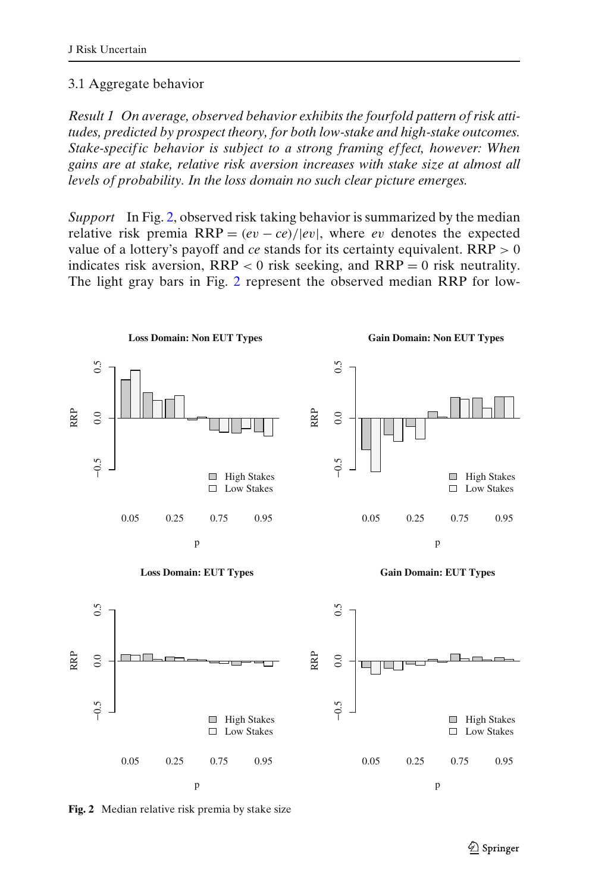### 3.1 Aggregate behavior

*Result 1 On average, observed behavior exhibits the fourfold pattern of risk attitudes, predicted by prospect theory, for both low-stake and high-stake outcomes. Stake-specific behavior is subject to a strong framing effect, however: When gains are at stake, relative risk aversion increases with stake size at almost all levels of probability. In the loss domain no such clear picture emerges.*

*Support* In Fig. 2, observed risk taking behavior is summarized by the median relative risk premia $\text{RRP} = (ev - ce)/|ev|$, where $ev$ denotes the expected value of a lottery's payoff and $ce$ stands for its certainty equivalent. $\text{RRP} > 0$ indicates risk aversion, $\text{RRP} < 0$ risk seeking, and $\text{RRP} = 0$ risk neutrality. The light gray bars in Fig. 2 represent the observed median RRP for low-

**Fig. 2** Median relative risk premia by stake size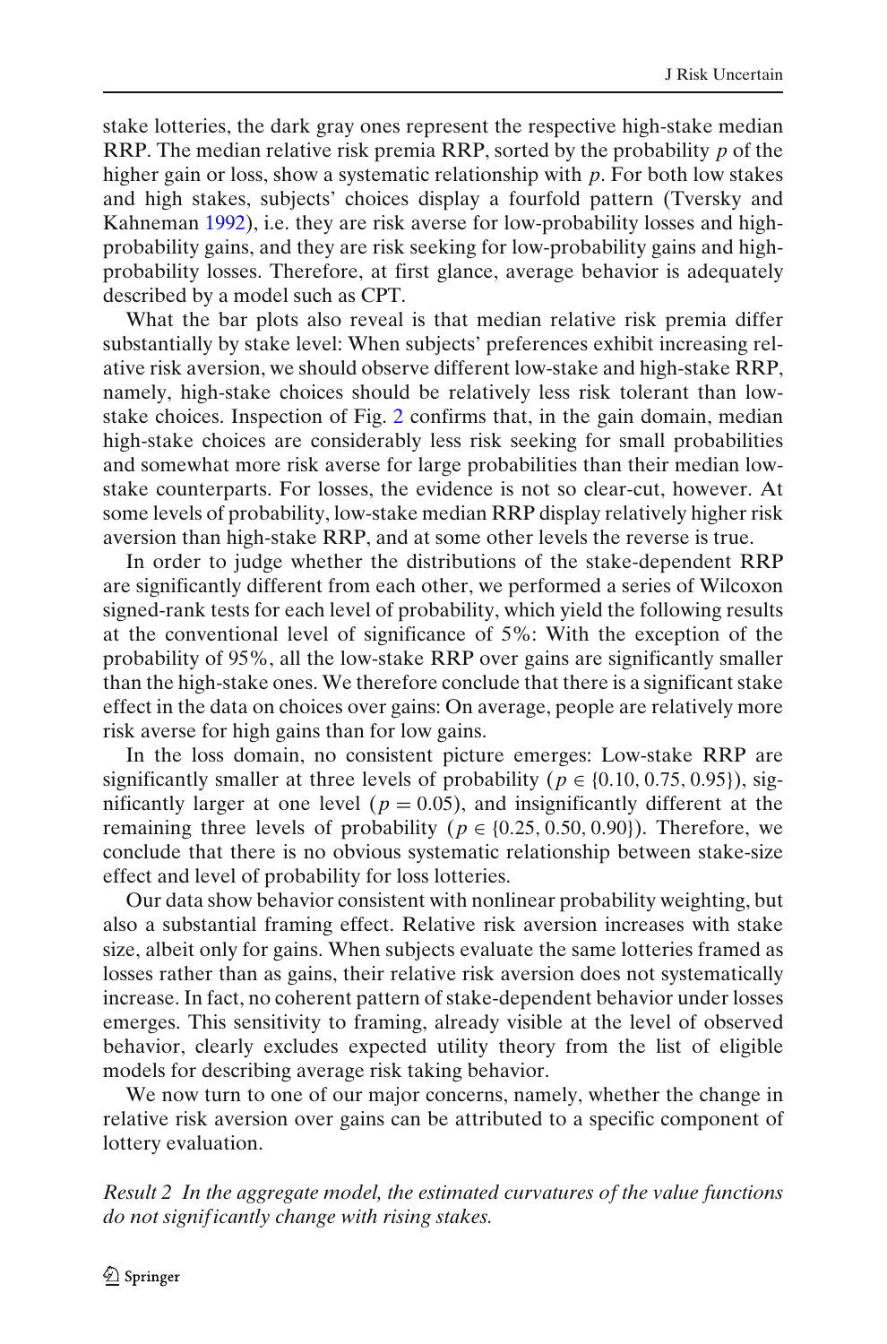stake lotteries, the dark gray ones represent the respective high-stake median RRP. The median relative risk premia RRP, sorted by the probability $p$ of the higher gain or loss, show a systematic relationship with $p$. For both low stakes and high stakes, subjects' choices display a fourfold pattern (Tversky and Kahneman 1992), i.e. they are risk averse for low-probability losses and high-probability gains, and they are risk seeking for low-probability gains and high-probability losses. Therefore, at first glance, average behavior is adequately described by a model such as CPT.

What the bar plots also reveal is that median relative risk premia differ substantially by stake level: When subjects' preferences exhibit increasing relative risk aversion, we should observe different low-stake and high-stake RRP, namely, high-stake choices should be relatively less risk tolerant than low-stake choices. Inspection of Fig. 2 confirms that, in the gain domain, median high-stake choices are considerably less risk seeking for small probabilities and somewhat more risk averse for large probabilities than their median low-stake counterparts. For losses, the evidence is not so clear-cut, however. At some levels of probability, low-stake median RRP display relatively higher risk aversion than high-stake RRP, and at some other levels the reverse is true.

In order to judge whether the distributions of the stake-dependent RRP are significantly different from each other, we performed a series of Wilcoxon signed-rank tests for each level of probability, which yield the following results at the conventional level of significance of 5%: With the exception of the probability of 95%, all the low-stake RRP over gains are significantly smaller than the high-stake ones. We therefore conclude that there is a significant stake effect in the data on choices over gains: On average, people are relatively more risk averse for high gains than for low gains.

In the loss domain, no consistent picture emerges: Low-stake RRP are significantly smaller at three levels of probability ($p \in \{0.10, 0.75, 0.95\}$), significantly larger at one level ($p = 0.05$), and insignificantly different at the remaining three levels of probability ($p \in \{0.25, 0.50, 0.90\}$). Therefore, we conclude that there is no obvious systematic relationship between stake-size effect and level of probability for loss lotteries.

Our data show behavior consistent with nonlinear probability weighting, but also a substantial framing effect. Relative risk aversion increases with stake size, albeit only for gains. When subjects evaluate the same lotteries framed as losses rather than as gains, their relative risk aversion does not systematically increase. In fact, no coherent pattern of stake-dependent behavior under losses emerges. This sensitivity to framing, already visible at the level of observed behavior, clearly excludes expected utility theory from the list of eligible models for describing average risk taking behavior.

We now turn to one of our major concerns, namely, whether the change in relative risk aversion over gains can be attributed to a specific component of lottery evaluation.

*Result 2 In the aggregate model, the estimated curvatures of the value functions do not significantly change with rising stakes.*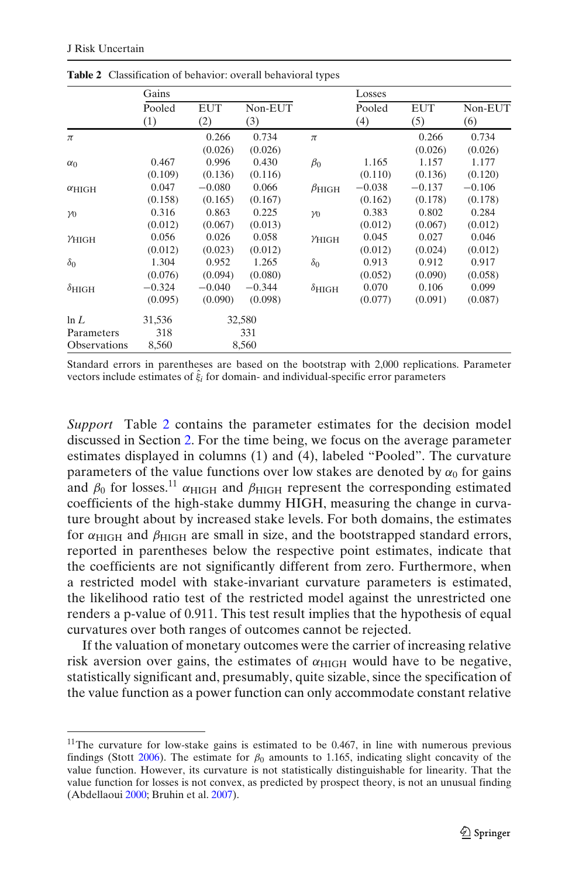**Table 2** Classification of behavior: overall behavioral types

| | Gains | | | | Losses | | |
|---|---|---|---|---|---|---|---|
| | Pooled | EUT | Non-EUT | | Pooled | EUT | Non-EUT |
| | (1) | (2) | (3) | | (4) | (5) | (6) |
| $\pi$ | | 0.266 | 0.734 | $\pi$ | | 0.266 | 0.734 |
| | | (0.026) | (0.026) | | | (0.026) | (0.026) |
| $\alpha_0$ | 0.467 | 0.996 | 0.430 | $\beta_0$ | 1.165 | 1.157 | 1.177 |
| | (0.109) | (0.136) | (0.116) | | (0.110) | (0.136) | (0.120) |
| $\alpha_{\text{HIGH}}$ | 0.047 | −0.080 | 0.066 | $\beta_{\text{HIGH}}$ | −0.038 | −0.137 | −0.106 |
| | (0.158) | (0.165) | (0.167) | | (0.162) | (0.178) | (0.178) |
| $\gamma_0$ | 0.316 | 0.863 | 0.225 | $\gamma_0$ | 0.383 | 0.802 | 0.284 |
| | (0.012) | (0.067) | (0.013) | | (0.012) | (0.067) | (0.012) |
| $\gamma_{\text{HIGH}}$ | 0.056 | 0.026 | 0.058 | $\gamma_{\text{HIGH}}$ | 0.045 | 0.027 | 0.046 |
| | (0.012) | (0.023) | (0.012) | | (0.012) | (0.024) | (0.012) |
| $\delta_0$ | 1.304 | 0.952 | 1.265 | $\delta_0$ | 0.913 | 0.912 | 0.917 |
| | (0.076) | (0.094) | (0.080) | | (0.052) | (0.090) | (0.058) |
| $\delta_{\text{HIGH}}$ | −0.324 | −0.040 | −0.344 | $\delta_{\text{HIGH}}$ | 0.070 | 0.106 | 0.099 |
| | (0.095) | (0.090) | (0.098) | | (0.077) | (0.091) | (0.087) |
| ln *L* | 31,536 | 32,580 | | | | | |
| Parameters | 318 | 331 | | | | | |
| Observations | 8,560 | 8,560 | | | | | |

Standard errors in parentheses are based on the bootstrap with 2,000 replications. Parameter vectors include estimates of $\hat{\xi}_i$ for domain- and individual-specific error parameters

*Support* Table 2 contains the parameter estimates for the decision model discussed in Section 2. For the time being, we focus on the average parameter estimates displayed in columns (1) and (4), labeled "Pooled". The curvature parameters of the value functions over low stakes are denoted by $\alpha_0$ for gains and $\beta_0$ for losses.[11] $\alpha_{\text{HIGH}}$ and $\beta_{\text{HIGH}}$ represent the corresponding estimated coefficients of the high-stake dummy HIGH, measuring the change in curvature brought about by increased stake levels. For both domains, the estimates for $\alpha_{\text{HIGH}}$ and $\beta_{\text{HIGH}}$ are small in size, and the bootstrapped standard errors, reported in parentheses below the respective point estimates, indicate that the coefficients are not significantly different from zero. Furthermore, when a restricted model with stake-invariant curvature parameters is estimated, the likelihood ratio test of the restricted model against the unrestricted one renders a p-value of 0.911. This test result implies that the hypothesis of equal curvatures over both ranges of outcomes cannot be rejected.

If the valuation of monetary outcomes were the carrier of increasing relative risk aversion over gains, the estimates of $\alpha_{\text{HIGH}}$ would have to be negative, statistically significant and, presumably, quite sizable, since the specification of the value function as a power function can only accommodate constant relative

[11] The curvature for low-stake gains is estimated to be 0.467, in line with numerous previous findings (Stott 2006). The estimate for $\beta_0$ amounts to 1.165, indicating slight concavity of the value function. However, its curvature is not statistically distinguishable for linearity. That the value function for losses is not convex, as predicted by prospect theory, is not an unusual finding (Abdellaoui 2000; Bruhin et al. 2007).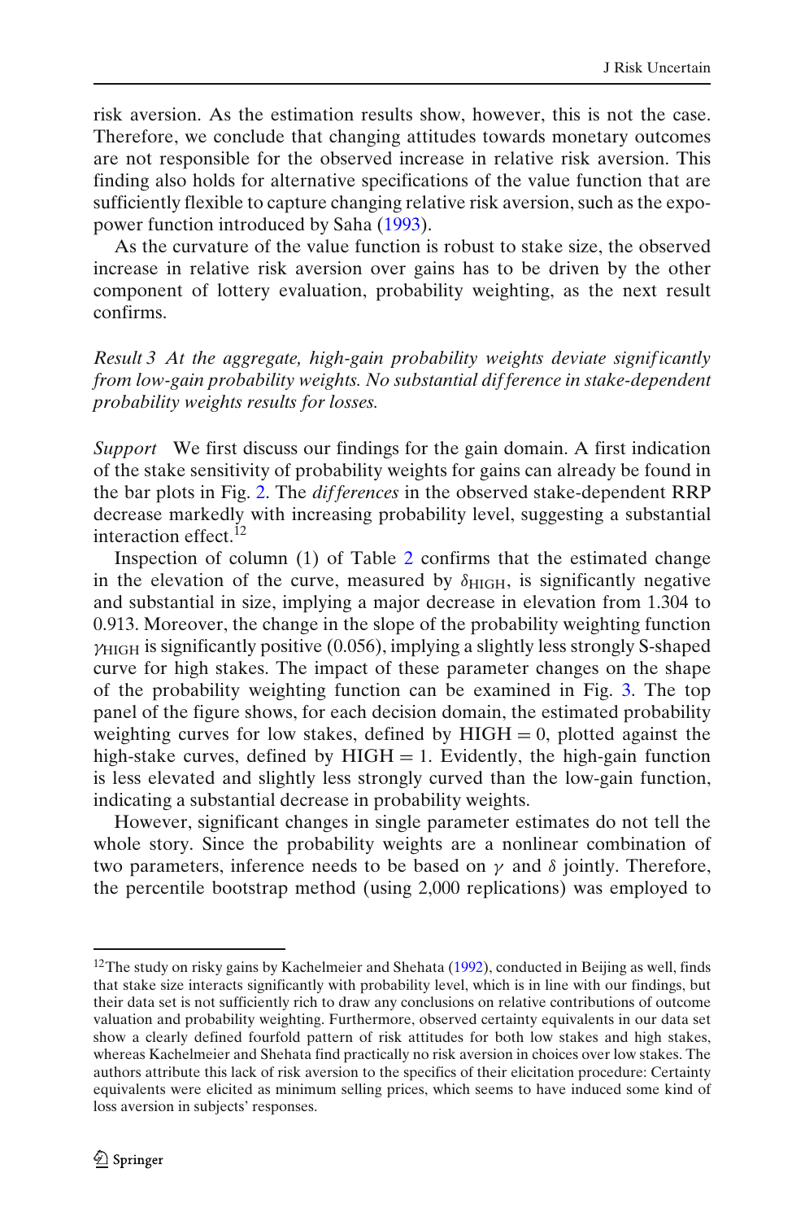risk aversion. As the estimation results show, however, this is not the case. Therefore, we conclude that changing attitudes towards monetary outcomes are not responsible for the observed increase in relative risk aversion. This finding also holds for alternative specifications of the value function that are sufficiently flexible to capture changing relative risk aversion, such as the expo-power function introduced by Saha (1993).

As the curvature of the value function is robust to stake size, the observed increase in relative risk aversion over gains has to be driven by the other component of lottery evaluation, probability weighting, as the next result confirms.

*Result 3 At the aggregate, high-gain probability weights deviate significantly from low-gain probability weights. No substantial difference in stake-dependent probability weights results for losses.*

*Support* We first discuss our findings for the gain domain. A first indication of the stake sensitivity of probability weights for gains can already be found in the bar plots in Fig. 2. The *differences* in the observed stake-dependent RRP decrease markedly with increasing probability level, suggesting a substantial interaction effect.[12]

Inspection of column (1) of Table 2 confirms that the estimated change in the elevation of the curve, measured by $\delta_{\mathrm{HIGH}}$, is significantly negative and substantial in size, implying a major decrease in elevation from 1.304 to 0.913. Moreover, the change in the slope of the probability weighting function $\gamma_{\mathrm{HIGH}}$ is significantly positive (0.056), implying a slightly less strongly S-shaped curve for high stakes. The impact of these parameter changes on the shape of the probability weighting function can be examined in Fig. 3. The top panel of the figure shows, for each decision domain, the estimated probability weighting curves for low stakes, defined by $\mathrm{HIGH} = 0$, plotted against the high-stake curves, defined by $\mathrm{HIGH} = 1$. Evidently, the high-gain function is less elevated and slightly less strongly curved than the low-gain function, indicating a substantial decrease in probability weights.

However, significant changes in single parameter estimates do not tell the whole story. Since the probability weights are a nonlinear combination of two parameters, inference needs to be based on $\gamma$ and $\delta$ jointly. Therefore, the percentile bootstrap method (using 2,000 replications) was employed to

[12] The study on risky gains by Kachelmeier and Shehata (1992), conducted in Beijing as well, finds that stake size interacts significantly with probability level, which is in line with our findings, but their data set is not sufficiently rich to draw any conclusions on relative contributions of outcome valuation and probability weighting. Furthermore, observed certainty equivalents in our data set show a clearly defined fourfold pattern of risk attitudes for both low stakes and high stakes, whereas Kachelmeier and Shehata find practically no risk aversion in choices over low stakes. The authors attribute this lack of risk aversion to the specifics of their elicitation procedure: Certainty equivalents were elicited as minimum selling prices, which seems to have induced some kind of loss aversion in subjects' responses.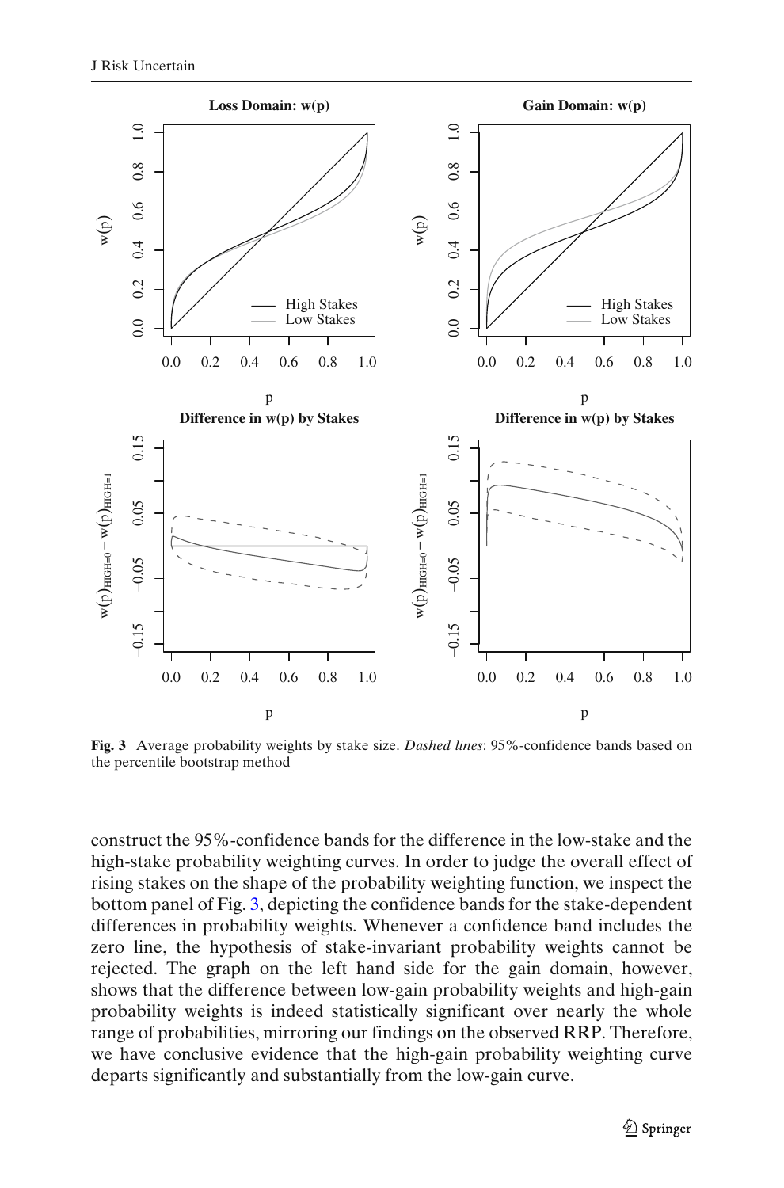**Fig. 3** Average probability weights by stake size. *Dashed lines*: 95%-confidence bands based on the percentile bootstrap method

construct the 95%-confidence bands for the difference in the low-stake and the high-stake probability weighting curves. In order to judge the overall effect of rising stakes on the shape of the probability weighting function, we inspect the bottom panel of Fig. 3, depicting the confidence bands for the stake-dependent differences in probability weights. Whenever a confidence band includes the zero line, the hypothesis of stake-invariant probability weights cannot be rejected. The graph on the left hand side for the gain domain, however, shows that the difference between low-gain probability weights and high-gain probability weights is indeed statistically significant over nearly the whole range of probabilities, mirroring our findings on the observed RRP. Therefore, we have conclusive evidence that the high-gain probability weighting curve departs significantly and substantially from the low-gain curve.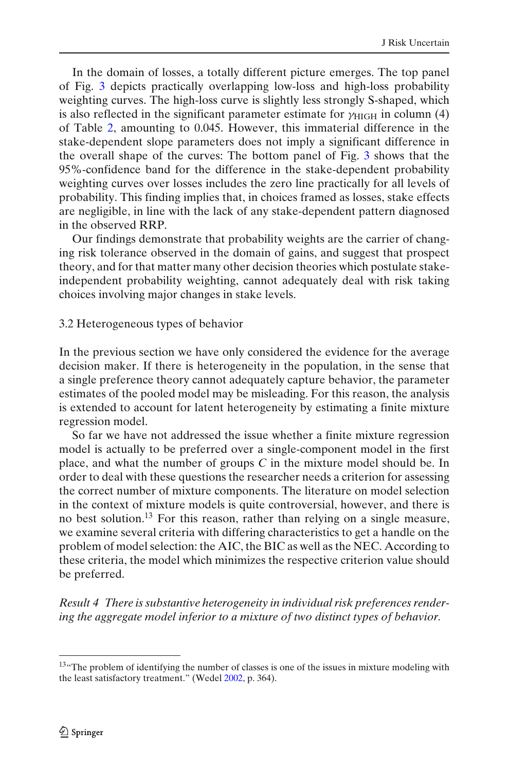In the domain of losses, a totally different picture emerges. The top panel of Fig. 3 depicts practically overlapping low-loss and high-loss probability weighting curves. The high-loss curve is slightly less strongly S-shaped, which is also reflected in the significant parameter estimate for $\gamma_{\mathrm{HIGH}}$ in column (4) of Table 2, amounting to 0.045. However, this immaterial difference in the stake-dependent slope parameters does not imply a significant difference in the overall shape of the curves: The bottom panel of Fig. 3 shows that the 95%-confidence band for the difference in the stake-dependent probability weighting curves over losses includes the zero line practically for all levels of probability. This finding implies that, in choices framed as losses, stake effects are negligible, in line with the lack of any stake-dependent pattern diagnosed in the observed RRP.

Our findings demonstrate that probability weights are the carrier of changing risk tolerance observed in the domain of gains, and suggest that prospect theory, and for that matter many other decision theories which postulate stake-independent probability weighting, cannot adequately deal with risk taking choices involving major changes in stake levels.

### 3.2 Heterogeneous types of behavior

In the previous section we have only considered the evidence for the average decision maker. If there is heterogeneity in the population, in the sense that a single preference theory cannot adequately capture behavior, the parameter estimates of the pooled model may be misleading. For this reason, the analysis is extended to account for latent heterogeneity by estimating a finite mixture regression model.

So far we have not addressed the issue whether a finite mixture regression model is actually to be preferred over a single-component model in the first place, and what the number of groups $C$ in the mixture model should be. In order to deal with these questions the researcher needs a criterion for assessing the correct number of mixture components. The literature on model selection in the context of mixture models is quite controversial, however, and there is no best solution.[13] For this reason, rather than relying on a single measure, we examine several criteria with differing characteristics to get a handle on the problem of model selection: the AIC, the BIC as well as the NEC. According to these criteria, the model which minimizes the respective criterion value should be preferred.

*Result 4 There is substantive heterogeneity in individual risk preferences rendering the aggregate model inferior to a mixture of two distinct types of behavior.*

[13] "The problem of identifying the number of classes is one of the issues in mixture modeling with the least satisfactory treatment." (Wedel 2002, p. 364).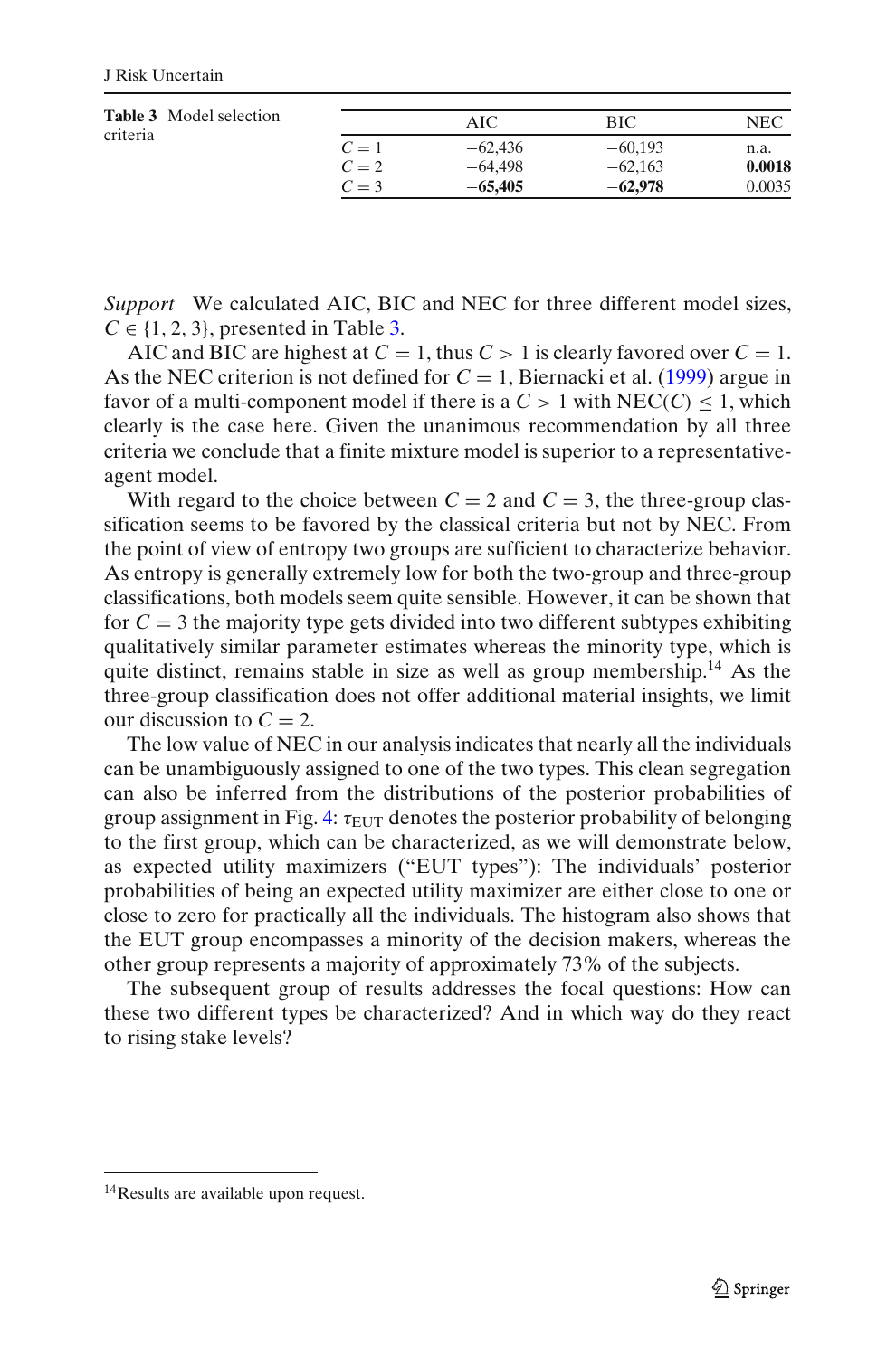**Table 3** Model selection criteria

|  | AIC | BIC | NEC |
|---|---|---|---|
| $C = 1$ | −62,436 | −60,193 | n.a. |
| $C = 2$ | −64,498 | −62,163 | **0.0018** |
| $C = 3$ | **−65,405** | **−62,978** | 0.0035 |

*Support* We calculated AIC, BIC and NEC for three different model sizes, $C \in \{1, 2, 3\}$, presented in Table 3.

AIC and BIC are highest at $C = 1$, thus $C > 1$ is clearly favored over $C = 1$. As the NEC criterion is not defined for $C = 1$, Biernacki et al. (1999) argue in favor of a multi-component model if there is a $C > 1$ with $\text{NEC}(C) \leq 1$, which clearly is the case here. Given the unanimous recommendation by all three criteria we conclude that a finite mixture model is superior to a representative-agent model.

With regard to the choice between $C = 2$ and $C = 3$, the three-group classification seems to be favored by the classical criteria but not by NEC. From the point of view of entropy two groups are sufficient to characterize behavior. As entropy is generally extremely low for both the two-group and three-group classifications, both models seem quite sensible. However, it can be shown that for $C = 3$ the majority type gets divided into two different subtypes exhibiting qualitatively similar parameter estimates whereas the minority type, which is quite distinct, remains stable in size as well as group membership.[14] As the three-group classification does not offer additional material insights, we limit our discussion to $C = 2$.

The low value of NEC in our analysis indicates that nearly all the individuals can be unambiguously assigned to one of the two types. This clean segregation can also be inferred from the distributions of the posterior probabilities of group assignment in Fig. 4: $\tau_{\text{EUT}}$ denotes the posterior probability of belonging to the first group, which can be characterized, as we will demonstrate below, as expected utility maximizers ("EUT types"): The individuals' posterior probabilities of being an expected utility maximizer are either close to one or close to zero for practically all the individuals. The histogram also shows that the EUT group encompasses a minority of the decision makers, whereas the other group represents a majority of approximately 73% of the subjects.

The subsequent group of results addresses the focal questions: How can these two different types be characterized? And in which way do they react to rising stake levels?

[14] Results are available upon request.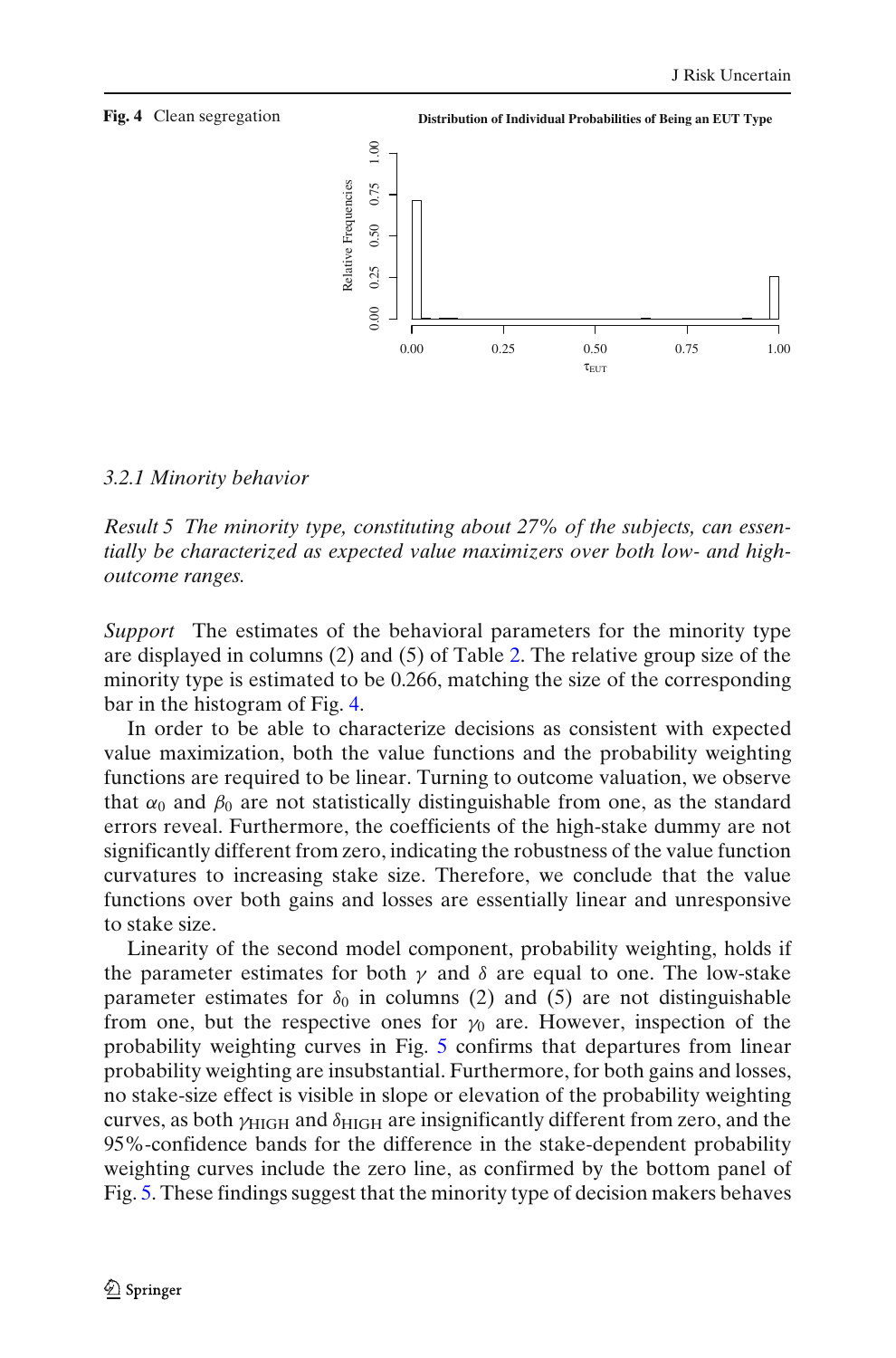**Fig. 4** Clean segregation

### 3.2.1 Minority behavior

*Result 5 The minority type, constituting about 27% of the subjects, can essentially be characterized as expected value maximizers over both low- and high-outcome ranges.*

*Support* The estimates of the behavioral parameters for the minority type are displayed in columns (2) and (5) of Table 2. The relative group size of the minority type is estimated to be 0.266, matching the size of the corresponding bar in the histogram of Fig. 4.

In order to be able to characterize decisions as consistent with expected value maximization, both the value functions and the probability weighting functions are required to be linear. Turning to outcome valuation, we observe that $\alpha_0$ and $\beta_0$ are not statistically distinguishable from one, as the standard errors reveal. Furthermore, the coefficients of the high-stake dummy are not significantly different from zero, indicating the robustness of the value function curvatures to increasing stake size. Therefore, we conclude that the value functions over both gains and losses are essentially linear and unresponsive to stake size.

Linearity of the second model component, probability weighting, holds if the parameter estimates for both $\gamma$ and $\delta$ are equal to one. The low-stake parameter estimates for $\delta_0$ in columns (2) and (5) are not distinguishable from one, but the respective ones for $\gamma_0$ are. However, inspection of the probability weighting curves in Fig. 5 confirms that departures from linear probability weighting are insubstantial. Furthermore, for both gains and losses, no stake-size effect is visible in slope or elevation of the probability weighting curves, as both $\gamma_{\text{HIGH}}$ and $\delta_{\text{HIGH}}$ are insignificantly different from zero, and the 95%-confidence bands for the difference in the stake-dependent probability weighting curves include the zero line, as confirmed by the bottom panel of Fig. 5. These findings suggest that the minority type of decision makers behaves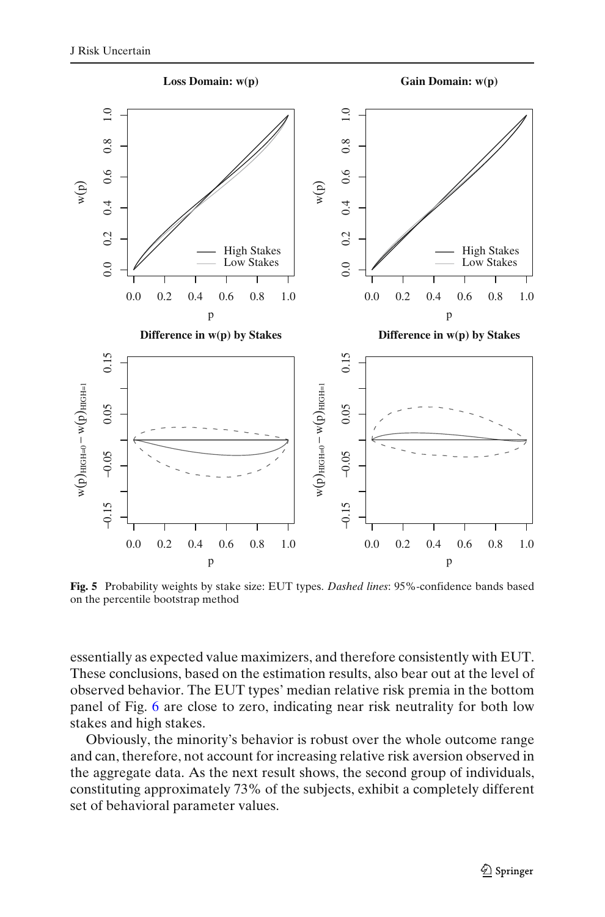**Fig. 5** Probability weights by stake size: EUT types. *Dashed lines*: 95%-confidence bands based on the percentile bootstrap method

essentially as expected value maximizers, and therefore consistently with EUT. These conclusions, based on the estimation results, also bear out at the level of observed behavior. The EUT types' median relative risk premia in the bottom panel of Fig. 6 are close to zero, indicating near risk neutrality for both low stakes and high stakes.

Obviously, the minority's behavior is robust over the whole outcome range and can, therefore, not account for increasing relative risk aversion observed in the aggregate data. As the next result shows, the second group of individuals, constituting approximately 73% of the subjects, exhibit a completely different set of behavioral parameter values.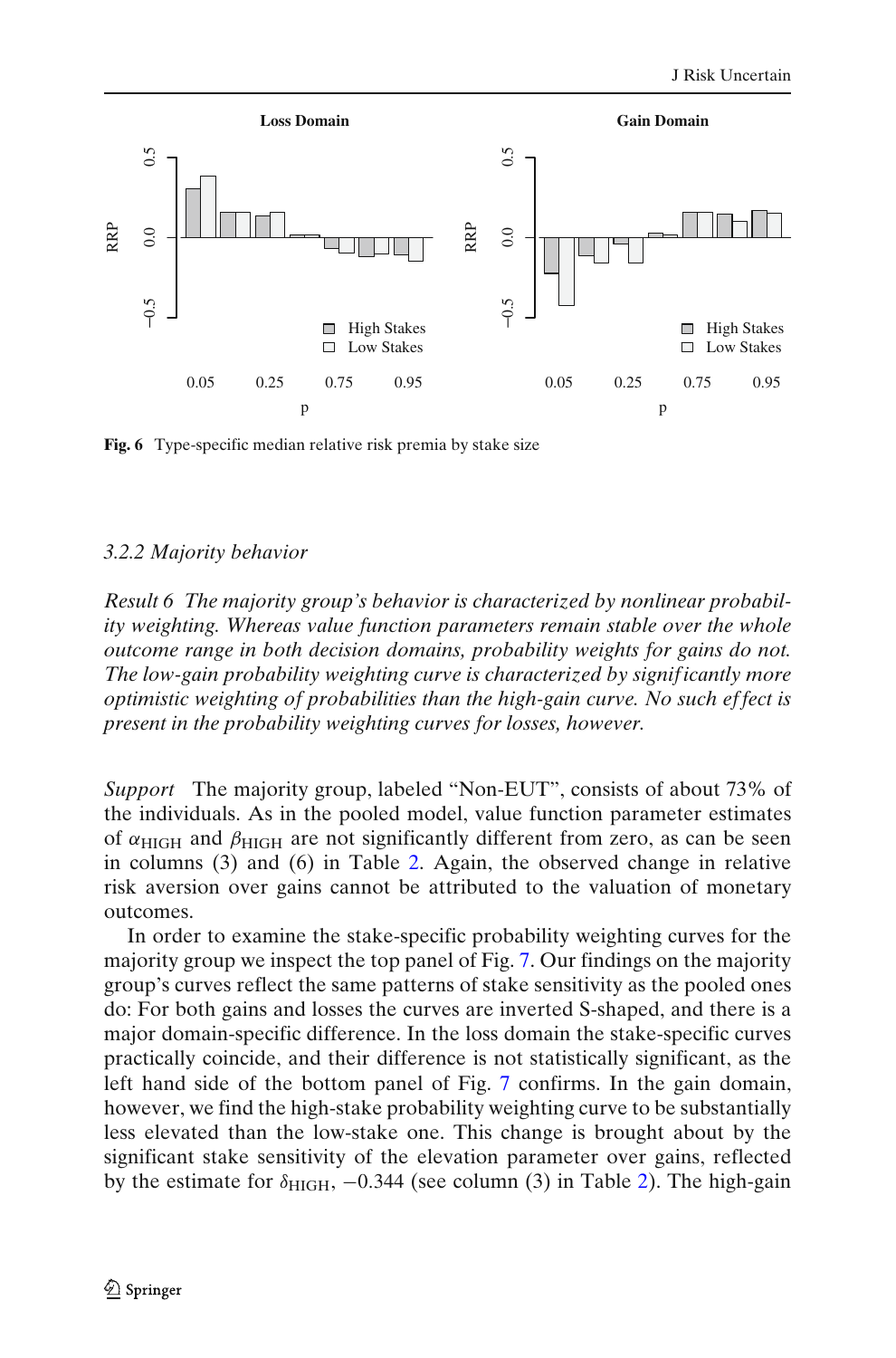**Fig. 6** Type-specific median relative risk premia by stake size

### *3.2.2 Majority behavior*

*Result 6 The majority group's behavior is characterized by nonlinear probability weighting. Whereas value function parameters remain stable over the whole outcome range in both decision domains, probability weights for gains do not. The low-gain probability weighting curve is characterized by significantly more optimistic weighting of probabilities than the high-gain curve. No such effect is present in the probability weighting curves for losses, however.*

*Support* The majority group, labeled "Non-EUT", consists of about 73% of the individuals. As in the pooled model, value function parameter estimates of $\alpha_{\text{HIGH}}$ and $\beta_{\text{HIGH}}$ are not significantly different from zero, as can be seen in columns (3) and (6) in Table 2. Again, the observed change in relative risk aversion over gains cannot be attributed to the valuation of monetary outcomes.

In order to examine the stake-specific probability weighting curves for the majority group we inspect the top panel of Fig. 7. Our findings on the majority group's curves reflect the same patterns of stake sensitivity as the pooled ones do: For both gains and losses the curves are inverted S-shaped, and there is a major domain-specific difference. In the loss domain the stake-specific curves practically coincide, and their difference is not statistically significant, as the left hand side of the bottom panel of Fig. 7 confirms. In the gain domain, however, we find the high-stake probability weighting curve to be substantially less elevated than the low-stake one. This change is brought about by the significant stake sensitivity of the elevation parameter over gains, reflected by the estimate for $\delta_{\text{HIGH}}$, $-0.344$ (see column (3) in Table 2). The high-gain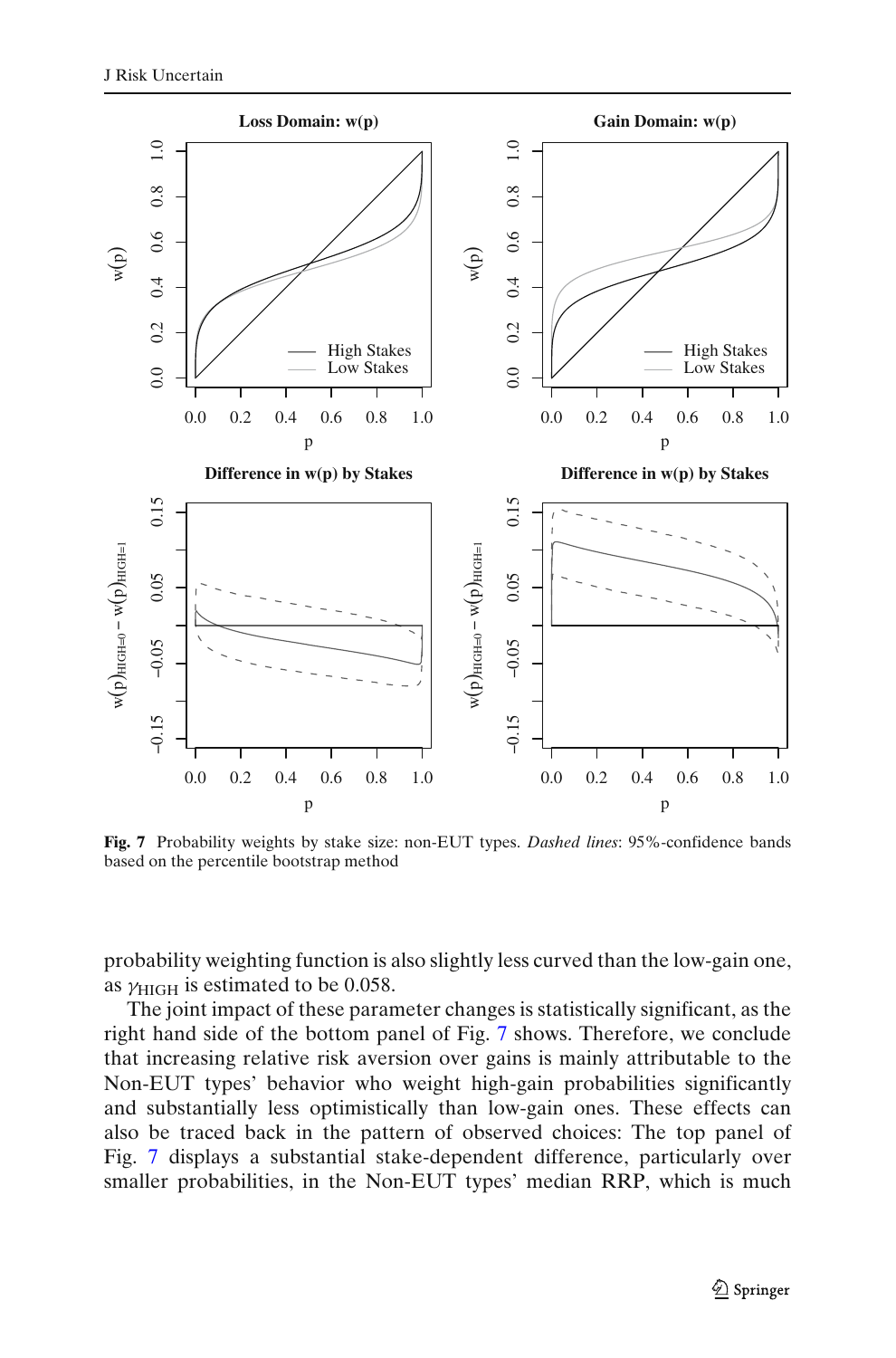**Fig. 7** Probability weights by stake size: non-EUT types. *Dashed lines*: 95%-confidence bands based on the percentile bootstrap method

probability weighting function is also slightly less curved than the low-gain one, as $\gamma_{\text{HIGH}}$ is estimated to be 0.058.

The joint impact of these parameter changes is statistically significant, as the right hand side of the bottom panel of Fig. 7 shows. Therefore, we conclude that increasing relative risk aversion over gains is mainly attributable to the Non-EUT types' behavior who weight high-gain probabilities significantly and substantially less optimistically than low-gain ones. These effects can also be traced back in the pattern of observed choices: The top panel of Fig. 7 displays a substantial stake-dependent difference, particularly over smaller probabilities, in the Non-EUT types' median RRP, which is much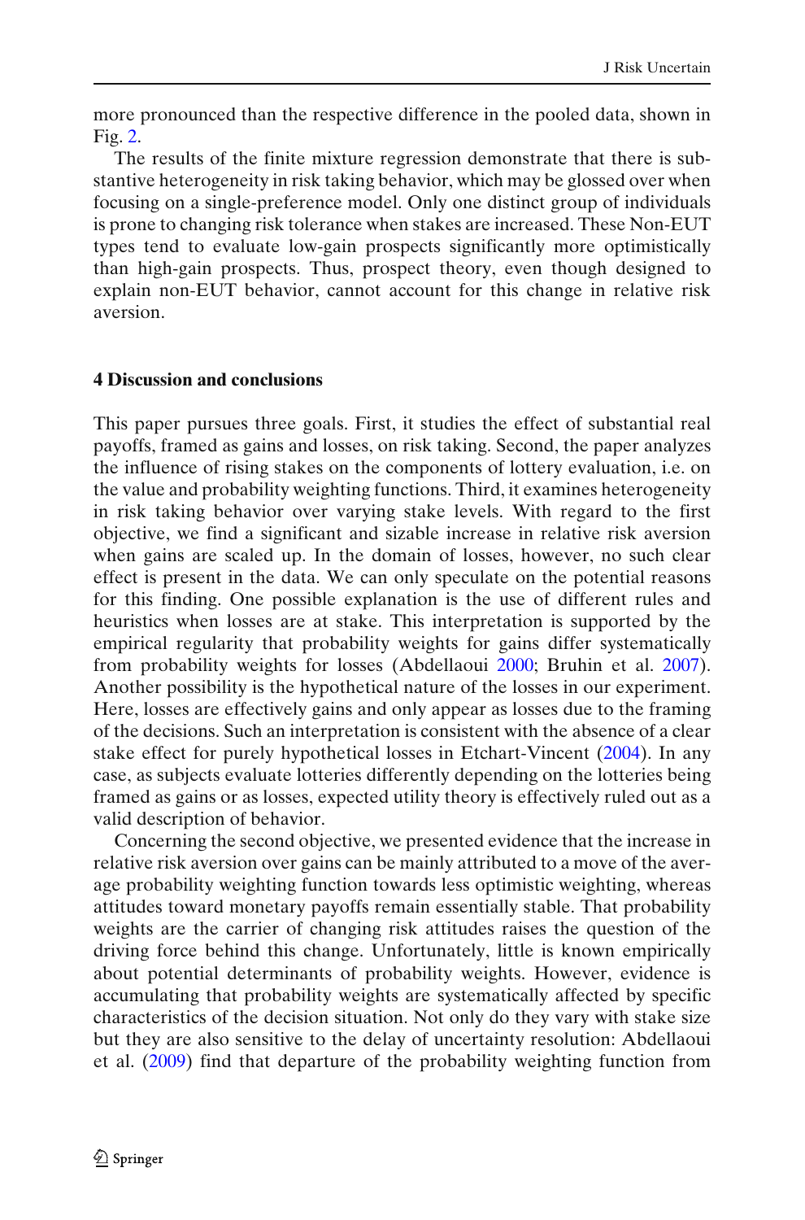more pronounced than the respective difference in the pooled data, shown in Fig. 2.

The results of the finite mixture regression demonstrate that there is substantive heterogeneity in risk taking behavior, which may be glossed over when focusing on a single-preference model. Only one distinct group of individuals is prone to changing risk tolerance when stakes are increased. These Non-EUT types tend to evaluate low-gain prospects significantly more optimistically than high-gain prospects. Thus, prospect theory, even though designed to explain non-EUT behavior, cannot account for this change in relative risk aversion.

## 4 Discussion and conclusions

This paper pursues three goals. First, it studies the effect of substantial real payoffs, framed as gains and losses, on risk taking. Second, the paper analyzes the influence of rising stakes on the components of lottery evaluation, i.e. on the value and probability weighting functions. Third, it examines heterogeneity in risk taking behavior over varying stake levels. With regard to the first objective, we find a significant and sizable increase in relative risk aversion when gains are scaled up. In the domain of losses, however, no such clear effect is present in the data. We can only speculate on the potential reasons for this finding. One possible explanation is the use of different rules and heuristics when losses are at stake. This interpretation is supported by the empirical regularity that probability weights for gains differ systematically from probability weights for losses (Abdellaoui 2000; Bruhin et al. 2007). Another possibility is the hypothetical nature of the losses in our experiment. Here, losses are effectively gains and only appear as losses due to the framing of the decisions. Such an interpretation is consistent with the absence of a clear stake effect for purely hypothetical losses in Etchart-Vincent (2004). In any case, as subjects evaluate lotteries differently depending on the lotteries being framed as gains or as losses, expected utility theory is effectively ruled out as a valid description of behavior.

Concerning the second objective, we presented evidence that the increase in relative risk aversion over gains can be mainly attributed to a move of the average probability weighting function towards less optimistic weighting, whereas attitudes toward monetary payoffs remain essentially stable. That probability weights are the carrier of changing risk attitudes raises the question of the driving force behind this change. Unfortunately, little is known empirically about potential determinants of probability weights. However, evidence is accumulating that probability weights are systematically affected by specific characteristics of the decision situation. Not only do they vary with stake size but they are also sensitive to the delay of uncertainty resolution: Abdellaoui et al. (2009) find that departure of the probability weighting function from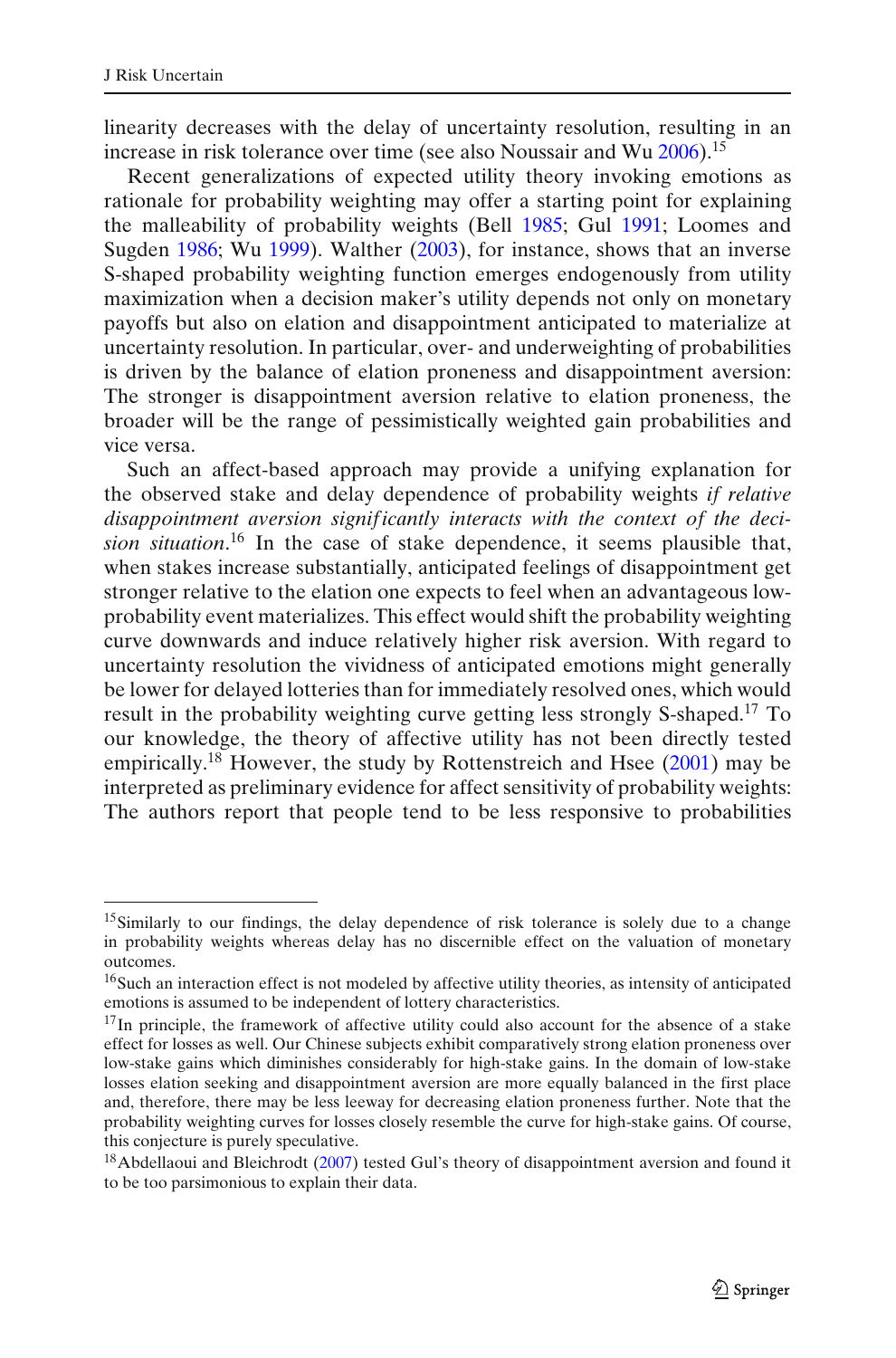linearity decreases with the delay of uncertainty resolution, resulting in an increase in risk tolerance over time (see also Noussair and Wu 2006).[15]

Recent generalizations of expected utility theory invoking emotions as rationale for probability weighting may offer a starting point for explaining the malleability of probability weights (Bell 1985; Gul 1991; Loomes and Sugden 1986; Wu 1999). Walther (2003), for instance, shows that an inverse S-shaped probability weighting function emerges endogenously from utility maximization when a decision maker's utility depends not only on monetary payoffs but also on elation and disappointment anticipated to materialize at uncertainty resolution. In particular, over- and underweighting of probabilities is driven by the balance of elation proneness and disappointment aversion: The stronger is disappointment aversion relative to elation proneness, the broader will be the range of pessimistically weighted gain probabilities and vice versa.

Such an affect-based approach may provide a unifying explanation for the observed stake and delay dependence of probability weights *if relative disappointment aversion significantly interacts with the context of the decision situation*.[16] In the case of stake dependence, it seems plausible that, when stakes increase substantially, anticipated feelings of disappointment get stronger relative to the elation one expects to feel when an advantageous low-probability event materializes. This effect would shift the probability weighting curve downwards and induce relatively higher risk aversion. With regard to uncertainty resolution the vividness of anticipated emotions might generally be lower for delayed lotteries than for immediately resolved ones, which would result in the probability weighting curve getting less strongly S-shaped.[17] To our knowledge, the theory of affective utility has not been directly tested empirically.[18] However, the study by Rottenstreich and Hsee (2001) may be interpreted as preliminary evidence for affect sensitivity of probability weights: The authors report that people tend to be less responsive to probabilities

---

[15] Similarly to our findings, the delay dependence of risk tolerance is solely due to a change in probability weights whereas delay has no discernible effect on the valuation of monetary outcomes.

[16] Such an interaction effect is not modeled by affective utility theories, as intensity of anticipated emotions is assumed to be independent of lottery characteristics.

[17] In principle, the framework of affective utility could also account for the absence of a stake effect for losses as well. Our Chinese subjects exhibit comparatively strong elation proneness over low-stake gains which diminishes considerably for high-stake gains. In the domain of low-stake losses elation seeking and disappointment aversion are more equally balanced in the first place and, therefore, there may be less leeway for decreasing elation proneness further. Note that the probability weighting curves for losses closely resemble the curve for high-stake gains. Of course, this conjecture is purely speculative.

[18] Abdellaoui and Bleichrodt (2007) tested Gul's theory of disappointment aversion and found it to be too parsimonious to explain their data.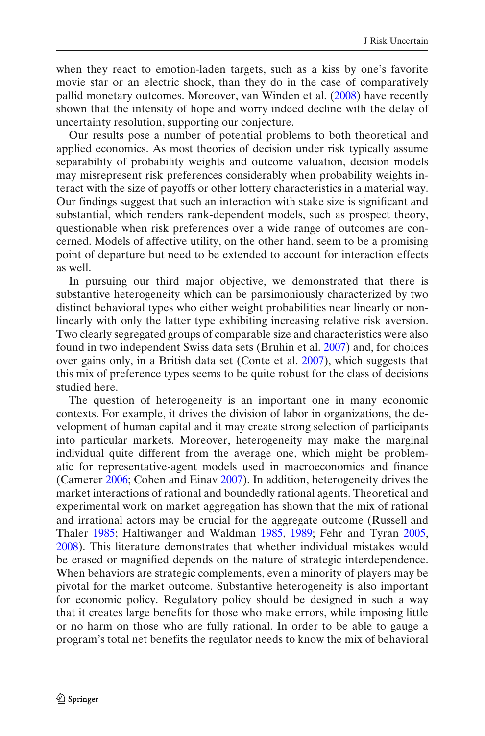when they react to emotion-laden targets, such as a kiss by one's favorite movie star or an electric shock, than they do in the case of comparatively pallid monetary outcomes. Moreover, van Winden et al. (2008) have recently shown that the intensity of hope and worry indeed decline with the delay of uncertainty resolution, supporting our conjecture.

Our results pose a number of potential problems to both theoretical and applied economics. As most theories of decision under risk typically assume separability of probability weights and outcome valuation, decision models may misrepresent risk preferences considerably when probability weights interact with the size of payoffs or other lottery characteristics in a material way. Our findings suggest that such an interaction with stake size is significant and substantial, which renders rank-dependent models, such as prospect theory, questionable when risk preferences over a wide range of outcomes are concerned. Models of affective utility, on the other hand, seem to be a promising point of departure but need to be extended to account for interaction effects as well.

In pursuing our third major objective, we demonstrated that there is substantive heterogeneity which can be parsimoniously characterized by two distinct behavioral types who either weight probabilities near linearly or nonlinearly with only the latter type exhibiting increasing relative risk aversion. Two clearly segregated groups of comparable size and characteristics were also found in two independent Swiss data sets (Bruhin et al. 2007) and, for choices over gains only, in a British data set (Conte et al. 2007), which suggests that this mix of preference types seems to be quite robust for the class of decisions studied here.

The question of heterogeneity is an important one in many economic contexts. For example, it drives the division of labor in organizations, the development of human capital and it may create strong selection of participants into particular markets. Moreover, heterogeneity may make the marginal individual quite different from the average one, which might be problematic for representative-agent models used in macroeconomics and finance (Camerer 2006; Cohen and Einav 2007). In addition, heterogeneity drives the market interactions of rational and boundedly rational agents. Theoretical and experimental work on market aggregation has shown that the mix of rational and irrational actors may be crucial for the aggregate outcome (Russell and Thaler 1985; Haltiwanger and Waldman 1985, 1989; Fehr and Tyran 2005, 2008). This literature demonstrates that whether individual mistakes would be erased or magnified depends on the nature of strategic interdependence. When behaviors are strategic complements, even a minority of players may be pivotal for the market outcome. Substantive heterogeneity is also important for economic policy. Regulatory policy should be designed in such a way that it creates large benefits for those who make errors, while imposing little or no harm on those who are fully rational. In order to be able to gauge a program's total net benefits the regulator needs to know the mix of behavioral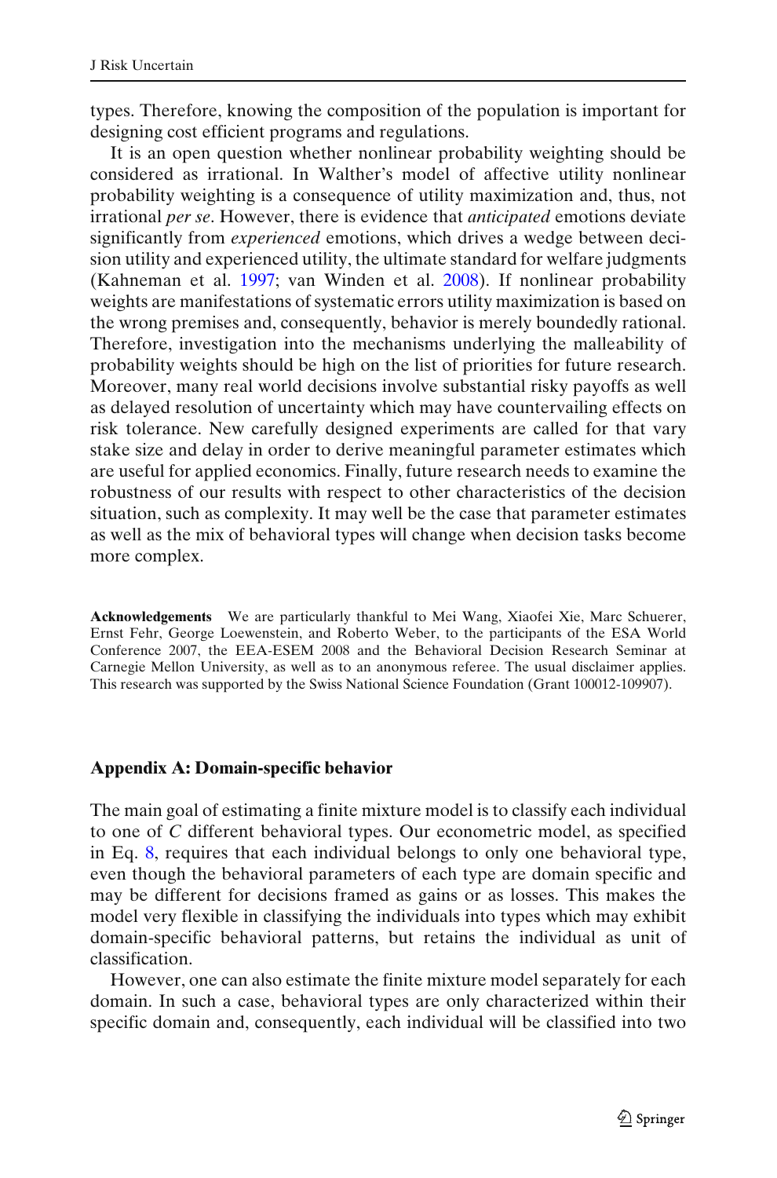types. Therefore, knowing the composition of the population is important for designing cost efficient programs and regulations.

It is an open question whether nonlinear probability weighting should be considered as irrational. In Walther's model of affective utility nonlinear probability weighting is a consequence of utility maximization and, thus, not irrational *per se*. However, there is evidence that *anticipated* emotions deviate significantly from *experienced* emotions, which drives a wedge between decision utility and experienced utility, the ultimate standard for welfare judgments (Kahneman et al. 1997; van Winden et al. 2008). If nonlinear probability weights are manifestations of systematic errors utility maximization is based on the wrong premises and, consequently, behavior is merely boundedly rational. Therefore, investigation into the mechanisms underlying the malleability of probability weights should be high on the list of priorities for future research. Moreover, many real world decisions involve substantial risky payoffs as well as delayed resolution of uncertainty which may have countervailing effects on risk tolerance. New carefully designed experiments are called for that vary stake size and delay in order to derive meaningful parameter estimates which are useful for applied economics. Finally, future research needs to examine the robustness of our results with respect to other characteristics of the decision situation, such as complexity. It may well be the case that parameter estimates as well as the mix of behavioral types will change when decision tasks become more complex.

**Acknowledgements** We are particularly thankful to Mei Wang, Xiaofei Xie, Marc Schuerer, Ernst Fehr, George Loewenstein, and Roberto Weber, to the participants of the ESA World Conference 2007, the EEA-ESEM 2008 and the Behavioral Decision Research Seminar at Carnegie Mellon University, as well as to an anonymous referee. The usual disclaimer applies. This research was supported by the Swiss National Science Foundation (Grant 100012-109907).

## Appendix A: Domain-specific behavior

The main goal of estimating a finite mixture model is to classify each individual to one of $C$ different behavioral types. Our econometric model, as specified in Eq. 8, requires that each individual belongs to only one behavioral type, even though the behavioral parameters of each type are domain specific and may be different for decisions framed as gains or as losses. This makes the model very flexible in classifying the individuals into types which may exhibit domain-specific behavioral patterns, but retains the individual as unit of classification.

However, one can also estimate the finite mixture model separately for each domain. In such a case, behavioral types are only characterized within their specific domain and, consequently, each individual will be classified into two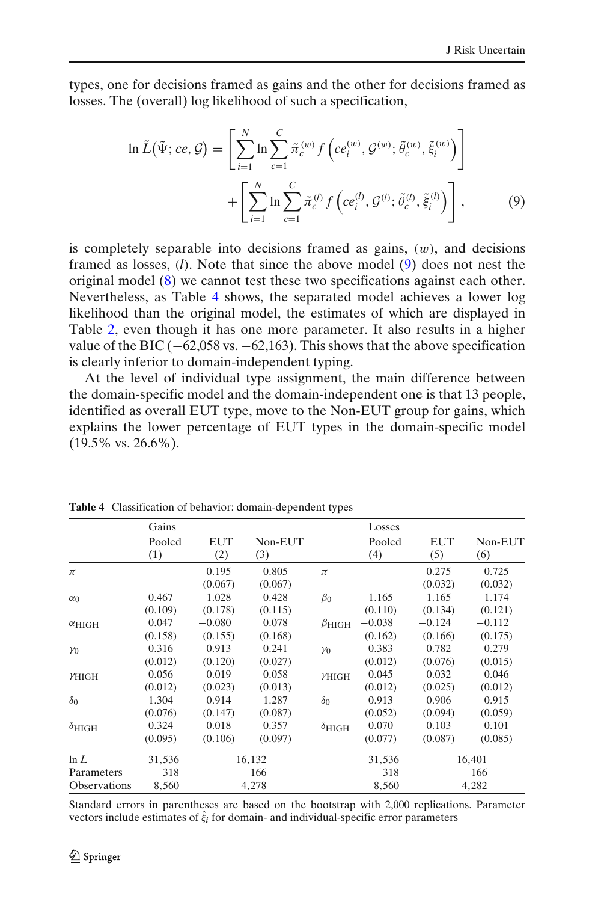types, one for decisions framed as gains and the other for decisions framed as losses. The (overall) log likelihood of such a specification,

$$\ln \tilde{L}(\tilde{\Psi}; ce, \mathcal{G}) = \left[ \sum_{i=1}^{N} \ln \sum_{c=1}^{C} \tilde{\pi}_c^{(w)} f\left( ce_i^{(w)}, \mathcal{G}^{(w)}; \tilde{\theta}_c^{(w)}, \tilde{\xi}_i^{(w)} \right) \right] + \left[ \sum_{i=1}^{N} \ln \sum_{c=1}^{C} \tilde{\pi}_c^{(l)} f\left( ce_i^{(l)}, \mathcal{G}^{(l)}; \tilde{\theta}_c^{(l)}, \tilde{\xi}_i^{(l)} \right) \right], \tag{9}$$

is completely separable into decisions framed as gains, $(w)$, and decisions framed as losses, $(l)$. Note that since the above model (9) does not nest the original model (8) we cannot test these two specifications against each other. Nevertheless, as Table 4 shows, the separated model achieves a lower log likelihood than the original model, the estimates of which are displayed in Table 2, even though it has one more parameter. It also results in a higher value of the BIC (−62,058 vs. −62,163). This shows that the above specification is clearly inferior to domain-independent typing.

At the level of individual type assignment, the main difference between the domain-specific model and the domain-independent one is that 13 people, identified as overall EUT type, move to the Non-EUT group for gains, which explains the lower percentage of EUT types in the domain-specific model (19.5% vs. 26.6%).

**Table 4** Classification of behavior: domain-dependent types

| | Gains | | | | Losses | | |
|---|---|---|---|---|---|---|---|
| | Pooled (1) | EUT (2) | Non-EUT (3) | | Pooled (4) | EUT (5) | Non-EUT (6) |
| $\pi$ | | 0.195 | 0.805 | $\pi$ | | 0.275 | 0.725 |
| | | (0.067) | (0.067) | | | (0.032) | (0.032) |
| $\alpha_0$ | 0.467 | 1.028 | 0.428 | $\beta_0$ | 1.165 | 1.165 | 1.174 |
| | (0.109) | (0.178) | (0.115) | | (0.110) | (0.134) | (0.121) |
| $\alpha_{\text{HIGH}}$ | 0.047 | −0.080 | 0.078 | $\beta_{\text{HIGH}}$ | −0.038 | −0.124 | −0.112 |
| | (0.158) | (0.155) | (0.168) | | (0.162) | (0.166) | (0.175) |
| $\gamma_0$ | 0.316 | 0.913 | 0.241 | $\gamma_0$ | 0.383 | 0.782 | 0.279 |
| | (0.012) | (0.120) | (0.027) | | (0.012) | (0.076) | (0.015) |
| $\gamma_{\text{HIGH}}$ | 0.056 | 0.019 | 0.058 | $\gamma_{\text{HIGH}}$ | 0.045 | 0.032 | 0.046 |
| | (0.012) | (0.023) | (0.013) | | (0.012) | (0.025) | (0.012) |
| $\delta_0$ | 1.304 | 0.914 | 1.287 | $\delta_0$ | 0.913 | 0.906 | 0.915 |
| | (0.076) | (0.147) | (0.087) | | (0.052) | (0.094) | (0.059) |
| $\delta_{\text{HIGH}}$ | −0.324 | −0.018 | −0.357 | $\delta_{\text{HIGH}}$ | 0.070 | 0.103 | 0.101 |
| | (0.095) | (0.106) | (0.097) | | (0.077) | (0.087) | (0.085) |
| $\ln L$ | 31,536 | 16,132 | | | 31,536 | 16,401 | |
| Parameters | 318 | 166 | | | 318 | 166 | |
| Observations | 8,560 | 4,278 | | | 8,560 | 4,282 | |

Standard errors in parentheses are based on the bootstrap with 2,000 replications. Parameter vectors include estimates of $\hat{\xi}_i$ for domain- and individual-specific error parameters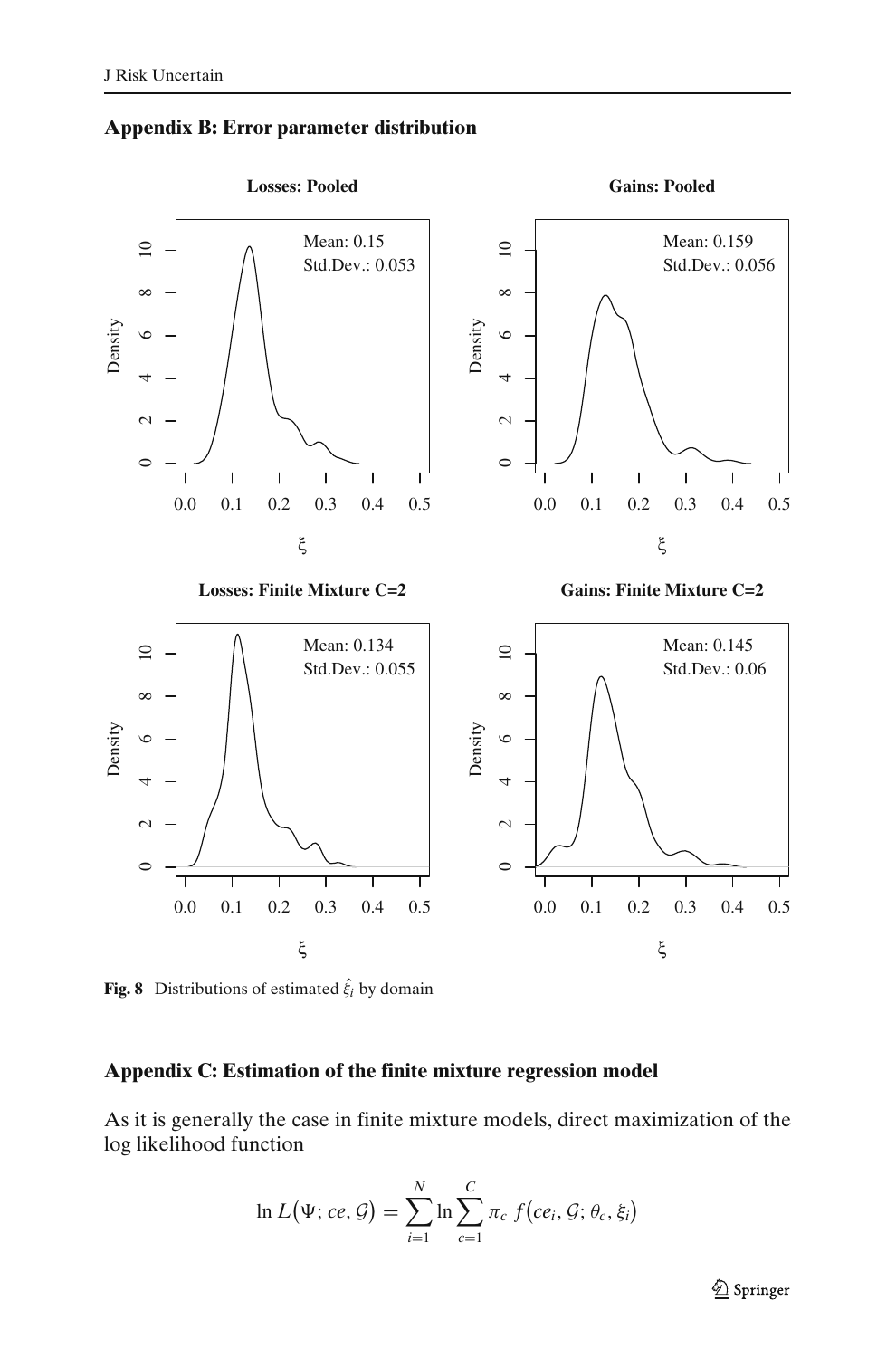## Appendix B: Error parameter distribution

Fig. 8 Distributions of estimated $\hat{\xi}_i$ by domain

## Appendix C: Estimation of the finite mixture regression model

As it is generally the case in finite mixture models, direct maximization of the log likelihood function

$$\ln L\big(\Psi; ce, \mathcal{G}\big) = \sum_{i=1}^{N} \ln \sum_{c=1}^{C} \pi_c \; f\big(ce_i, \mathcal{G}; \theta_c, \xi_i\big)$$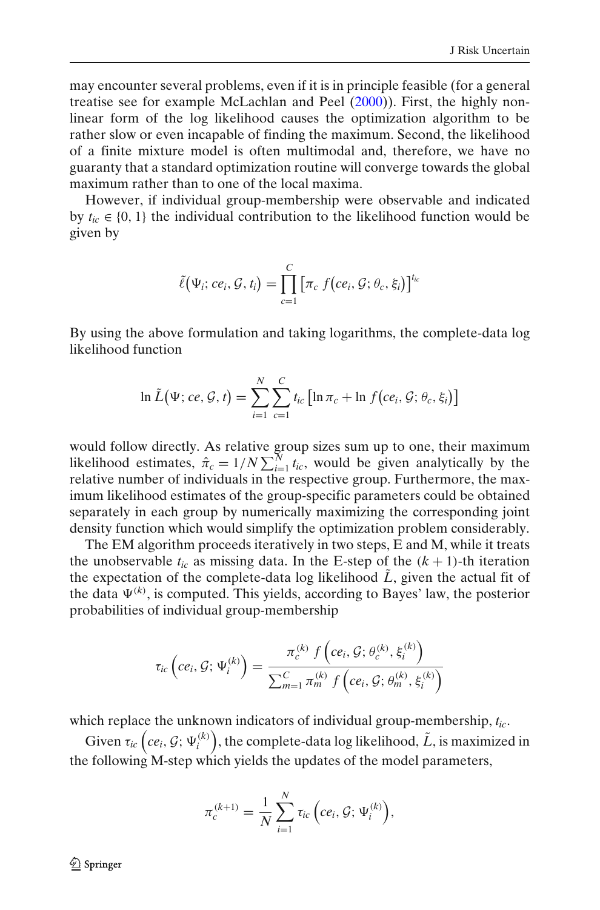may encounter several problems, even if it is in principle feasible (for a general treatise see for example McLachlan and Peel (2000)). First, the highly non-linear form of the log likelihood causes the optimization algorithm to be rather slow or even incapable of finding the maximum. Second, the likelihood of a finite mixture model is often multimodal and, therefore, we have no guaranty that a standard optimization routine will converge towards the global maximum rather than to one of the local maxima.

However, if individual group-membership were observable and indicated by $t_{ic} \in \{0, 1\}$ the individual contribution to the likelihood function would be given by

$$\tilde{\ell}\big(\Psi_i; ce_i, \mathcal{G}, t_i\big) = \prod_{c=1}^{C} \big[\pi_c \; f\big(ce_i, \mathcal{G}; \theta_c, \xi_i\big)\big]^{t_{ic}}$$

By using the above formulation and taking logarithms, the complete-data log likelihood function

$$\ln \tilde{L}\big(\Psi; ce, \mathcal{G}, t\big) = \sum_{i=1}^{N} \sum_{c=1}^{C} t_{ic} \big[\ln \pi_c + \ln f\big(ce_i, \mathcal{G}; \theta_c, \xi_i\big)\big]$$

would follow directly. As relative group sizes sum up to one, their maximum likelihood estimates, $\hat{\pi}_c = 1/N \sum_{i=1}^{N} t_{ic}$, would be given analytically by the relative number of individuals in the respective group. Furthermore, the maximum likelihood estimates of the group-specific parameters could be obtained separately in each group by numerically maximizing the corresponding joint density function which would simplify the optimization problem considerably.

The EM algorithm proceeds iteratively in two steps, E and M, while it treats the unobservable $t_{ic}$ as missing data. In the E-step of the $(k+1)$-th iteration the expectation of the complete-data log likelihood $\tilde{L}$, given the actual fit of the data $\Psi^{(k)}$, is computed. This yields, according to Bayes' law, the posterior probabilities of individual group-membership

$$\tau_{ic}\left(ce_i, \mathcal{G}; \Psi_i^{(k)}\right) = \frac{\pi_c^{(k)} \; f\left(ce_i, \mathcal{G}; \theta_c^{(k)}, \xi_i^{(k)}\right)}{\sum_{m=1}^{C} \pi_m^{(k)} \; f\left(ce_i, \mathcal{G}; \theta_m^{(k)}, \xi_i^{(k)}\right)}$$

which replace the unknown indicators of individual group-membership, $t_{ic}$.

Given $\tau_{ic}\left(ce_i, \mathcal{G}; \Psi_i^{(k)}\right)$, the complete-data log likelihood, $\tilde{L}$, is maximized in the following M-step which yields the updates of the model parameters,

$$\pi_c^{(k+1)} = \frac{1}{N} \sum_{i=1}^{N} \tau_{ic}\left(ce_i, \mathcal{G}; \Psi_i^{(k)}\right),$$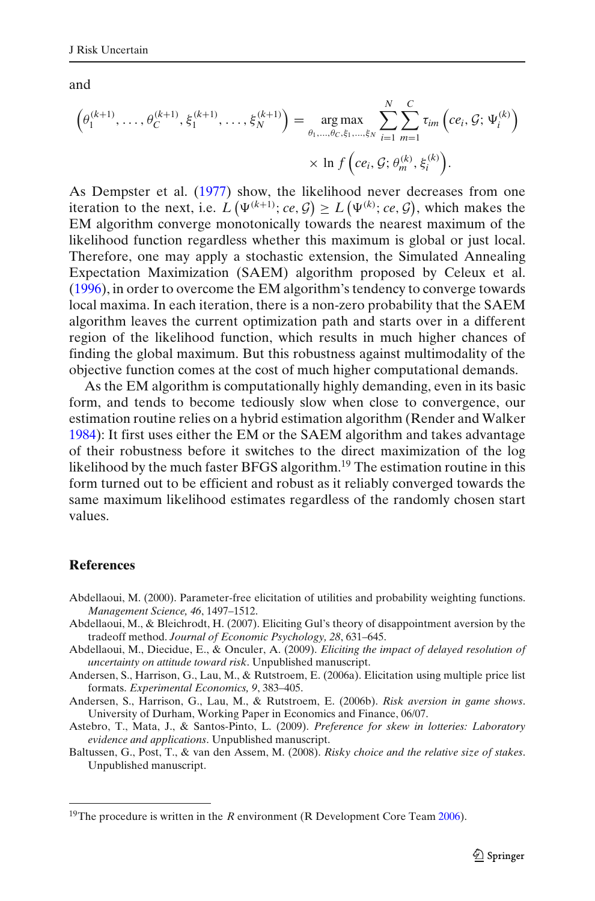and

$$\left(\theta_1^{(k+1)}, \ldots, \theta_C^{(k+1)}, \xi_1^{(k+1)}, \ldots, \xi_N^{(k+1)}\right) = \underset{\theta_1,\ldots,\theta_C,\xi_1,\ldots,\xi_N}{\arg\max} \sum_{i=1}^{N} \sum_{m=1}^{C} \tau_{im}\left(ce_i, \mathcal{G}; \Psi_i^{(k)}\right) \times \ln f\left(ce_i, \mathcal{G}; \theta_m^{(k)}, \xi_i^{(k)}\right).$$

As Dempster et al. (1977) show, the likelihood never decreases from one iteration to the next, i.e. $L\left(\Psi^{(k+1)}; ce, \mathcal{G}\right) \geq L\left(\Psi^{(k)}; ce, \mathcal{G}\right)$, which makes the EM algorithm converge monotonically towards the nearest maximum of the likelihood function regardless whether this maximum is global or just local. Therefore, one may apply a stochastic extension, the Simulated Annealing Expectation Maximization (SAEM) algorithm proposed by Celeux et al. (1996), in order to overcome the EM algorithm's tendency to converge towards local maxima. In each iteration, there is a non-zero probability that the SAEM algorithm leaves the current optimization path and starts over in a different region of the likelihood function, which results in much higher chances of finding the global maximum. But this robustness against multimodality of the objective function comes at the cost of much higher computational demands.

As the EM algorithm is computationally highly demanding, even in its basic form, and tends to become tediously slow when close to convergence, our estimation routine relies on a hybrid estimation algorithm (Render and Walker 1984): It first uses either the EM or the SAEM algorithm and takes advantage of their robustness before it switches to the direct maximization of the log likelihood by the much faster BFGS algorithm.[19] The estimation routine in this form turned out to be efficient and robust as it reliably converged towards the same maximum likelihood estimates regardless of the randomly chosen start values.

## References

Abdellaoui, M. (2000). Parameter-free elicitation of utilities and probability weighting functions. *Management Science, 46*, 1497–1512.

Abdellaoui, M., & Bleichrodt, H. (2007). Eliciting Gul's theory of disappointment aversion by the tradeoff method. *Journal of Economic Psychology, 28*, 631–645.

Abdellaoui, M., Diecidue, E., & Onculer, A. (2009). *Eliciting the impact of delayed resolution of uncertainty on attitude toward risk*. Unpublished manuscript.

Andersen, S., Harrison, G., Lau, M., & Rutstroem, E. (2006a). Elicitation using multiple price list formats. *Experimental Economics, 9*, 383–405.

Andersen, S., Harrison, G., Lau, M., & Rutstroem, E. (2006b). *Risk aversion in game shows*. University of Durham, Working Paper in Economics and Finance, 06/07.

Astebro, T., Mata, J., & Santos-Pinto, L. (2009). *Preference for skew in lotteries: Laboratory evidence and applications*. Unpublished manuscript.

Baltussen, G., Post, T., & van den Assem, M. (2008). *Risky choice and the relative size of stakes*. Unpublished manuscript.

[19]The procedure is written in the *R* environment (R Development Core Team 2006).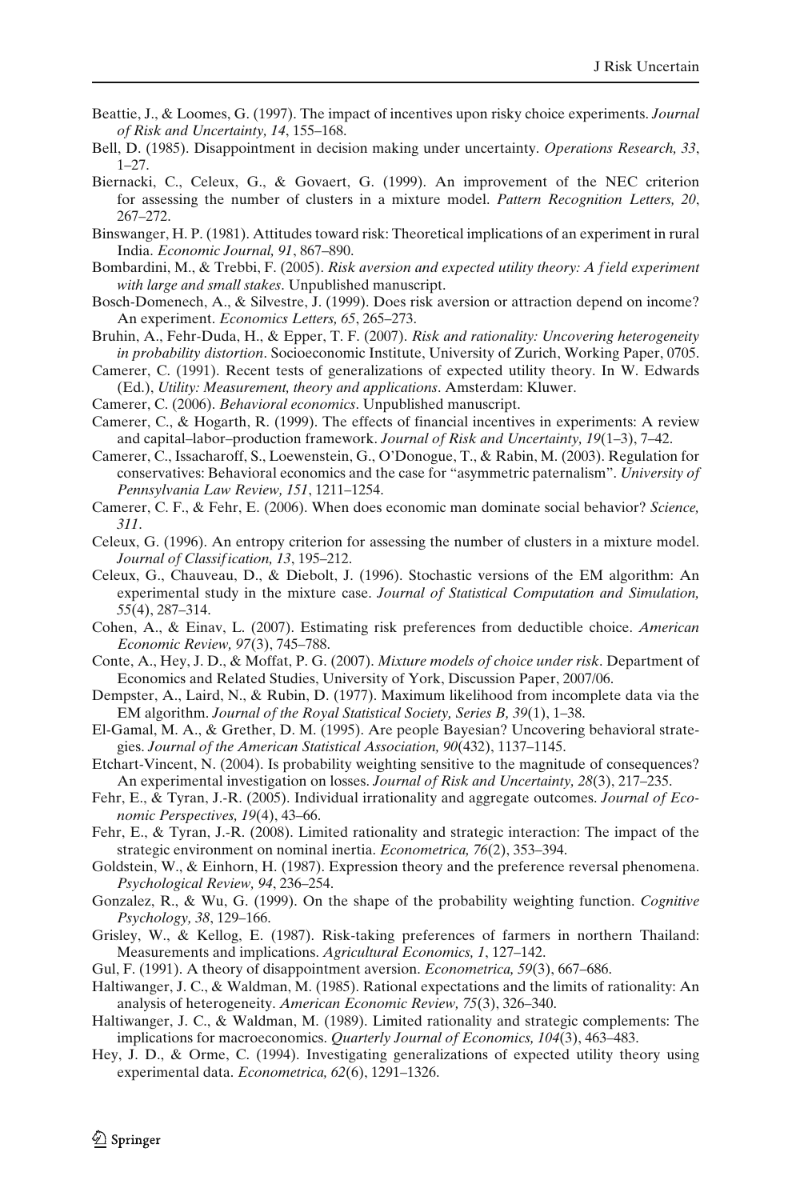Beattie, J., & Loomes, G. (1997). The impact of incentives upon risky choice experiments. *Journal of Risk and Uncertainty, 14*, 155–168.

Bell, D. (1985). Disappointment in decision making under uncertainty. *Operations Research, 33*, 1–27.

Biernacki, C., Celeux, G., & Govaert, G. (1999). An improvement of the NEC criterion for assessing the number of clusters in a mixture model. *Pattern Recognition Letters, 20*, 267–272.

Binswanger, H. P. (1981). Attitudes toward risk: Theoretical implications of an experiment in rural India. *Economic Journal, 91*, 867–890.

Bombardini, M., & Trebbi, F. (2005). *Risk aversion and expected utility theory: A field experiment with large and small stakes*. Unpublished manuscript.

Bosch-Domenech, A., & Silvestre, J. (1999). Does risk aversion or attraction depend on income? An experiment. *Economics Letters, 65*, 265–273.

Bruhin, A., Fehr-Duda, H., & Epper, T. F. (2007). *Risk and rationality: Uncovering heterogeneity in probability distortion*. Socioeconomic Institute, University of Zurich, Working Paper, 0705.

Camerer, C. (1991). Recent tests of generalizations of expected utility theory. In W. Edwards (Ed.), *Utility: Measurement, theory and applications*. Amsterdam: Kluwer.

Camerer, C. (2006). *Behavioral economics*. Unpublished manuscript.

Camerer, C., & Hogarth, R. (1999). The effects of financial incentives in experiments: A review and capital–labor–production framework. *Journal of Risk and Uncertainty, 19*(1–3), 7–42.

Camerer, C., Issacharoff, S., Loewenstein, G., O'Donogue, T., & Rabin, M. (2003). Regulation for conservatives: Behavioral economics and the case for "asymmetric paternalism". *University of Pennsylvania Law Review, 151*, 1211–1254.

Camerer, C. F., & Fehr, E. (2006). When does economic man dominate social behavior? *Science, 311*.

Celeux, G. (1996). An entropy criterion for assessing the number of clusters in a mixture model. *Journal of Classification, 13*, 195–212.

Celeux, G., Chauveau, D., & Diebolt, J. (1996). Stochastic versions of the EM algorithm: An experimental study in the mixture case. *Journal of Statistical Computation and Simulation, 55*(4), 287–314.

Cohen, A., & Einav, L. (2007). Estimating risk preferences from deductible choice. *American Economic Review, 97*(3), 745–788.

Conte, A., Hey, J. D., & Moffat, P. G. (2007). *Mixture models of choice under risk*. Department of Economics and Related Studies, University of York, Discussion Paper, 2007/06.

Dempster, A., Laird, N., & Rubin, D. (1977). Maximum likelihood from incomplete data via the EM algorithm. *Journal of the Royal Statistical Society, Series B, 39*(1), 1–38.

El-Gamal, M. A., & Grether, D. M. (1995). Are people Bayesian? Uncovering behavioral strategies. *Journal of the American Statistical Association, 90*(432), 1137–1145.

Etchart-Vincent, N. (2004). Is probability weighting sensitive to the magnitude of consequences? An experimental investigation on losses. *Journal of Risk and Uncertainty, 28*(3), 217–235.

Fehr, E., & Tyran, J.-R. (2005). Individual irrationality and aggregate outcomes. *Journal of Economic Perspectives, 19*(4), 43–66.

Fehr, E., & Tyran, J.-R. (2008). Limited rationality and strategic interaction: The impact of the strategic environment on nominal inertia. *Econometrica, 76*(2), 353–394.

Goldstein, W., & Einhorn, H. (1987). Expression theory and the preference reversal phenomena. *Psychological Review, 94*, 236–254.

Gonzalez, R., & Wu, G. (1999). On the shape of the probability weighting function. *Cognitive Psychology, 38*, 129–166.

Grisley, W., & Kellog, E. (1987). Risk-taking preferences of farmers in northern Thailand: Measurements and implications. *Agricultural Economics, 1*, 127–142.

Gul, F. (1991). A theory of disappointment aversion. *Econometrica, 59*(3), 667–686.

Haltiwanger, J. C., & Waldman, M. (1985). Rational expectations and the limits of rationality: An analysis of heterogeneity. *American Economic Review, 75*(3), 326–340.

Haltiwanger, J. C., & Waldman, M. (1989). Limited rationality and strategic complements: The implications for macroeconomics. *Quarterly Journal of Economics, 104*(3), 463–483.

Hey, J. D., & Orme, C. (1994). Investigating generalizations of expected utility theory using experimental data. *Econometrica, 62*(6), 1291–1326.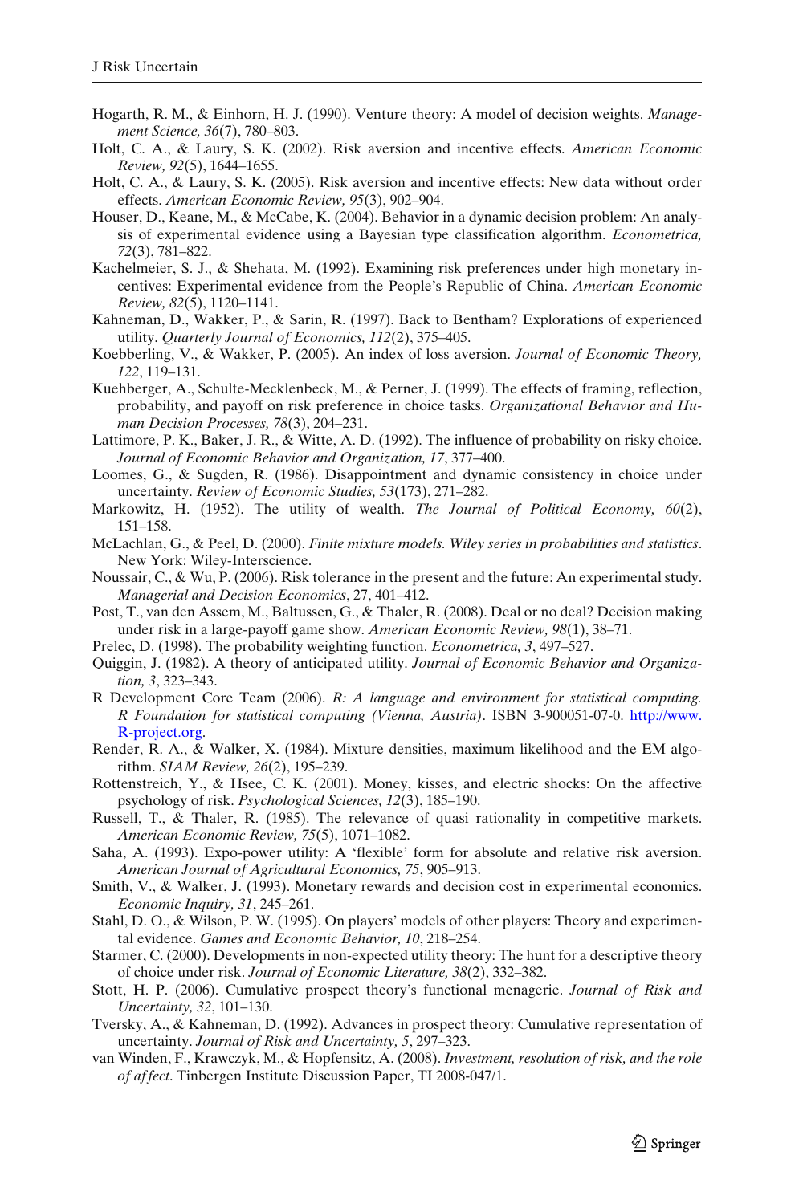Hogarth, R. M., & Einhorn, H. J. (1990). Venture theory: A model of decision weights. *Management Science, 36*(7), 780–803.

Holt, C. A., & Laury, S. K. (2002). Risk aversion and incentive effects. *American Economic Review, 92*(5), 1644–1655.

Holt, C. A., & Laury, S. K. (2005). Risk aversion and incentive effects: New data without order effects. *American Economic Review, 95*(3), 902–904.

Houser, D., Keane, M., & McCabe, K. (2004). Behavior in a dynamic decision problem: An analysis of experimental evidence using a Bayesian type classification algorithm. *Econometrica, 72*(3), 781–822.

Kachelmeier, S. J., & Shehata, M. (1992). Examining risk preferences under high monetary incentives: Experimental evidence from the People's Republic of China. *American Economic Review, 82*(5), 1120–1141.

Kahneman, D., Wakker, P., & Sarin, R. (1997). Back to Bentham? Explorations of experienced utility. *Quarterly Journal of Economics, 112*(2), 375–405.

Koebberling, V., & Wakker, P. (2005). An index of loss aversion. *Journal of Economic Theory, 122*, 119–131.

Kuehberger, A., Schulte-Mecklenbeck, M., & Perner, J. (1999). The effects of framing, reflection, probability, and payoff on risk preference in choice tasks. *Organizational Behavior and Human Decision Processes, 78*(3), 204–231.

Lattimore, P. K., Baker, J. R., & Witte, A. D. (1992). The influence of probability on risky choice. *Journal of Economic Behavior and Organization, 17*, 377–400.

Loomes, G., & Sugden, R. (1986). Disappointment and dynamic consistency in choice under uncertainty. *Review of Economic Studies, 53*(173), 271–282.

Markowitz, H. (1952). The utility of wealth. *The Journal of Political Economy, 60*(2), 151–158.

McLachlan, G., & Peel, D. (2000). *Finite mixture models. Wiley series in probabilities and statistics*. New York: Wiley-Interscience.

Noussair, C., & Wu, P. (2006). Risk tolerance in the present and the future: An experimental study. *Managerial and Decision Economics*, 27, 401–412.

Post, T., van den Assem, M., Baltussen, G., & Thaler, R. (2008). Deal or no deal? Decision making under risk in a large-payoff game show. *American Economic Review, 98*(1), 38–71.

Prelec, D. (1998). The probability weighting function. *Econometrica, 3*, 497–527.

Quiggin, J. (1982). A theory of anticipated utility. *Journal of Economic Behavior and Organization, 3*, 323–343.

R Development Core Team (2006). *R: A language and environment for statistical computing. R Foundation for statistical computing (Vienna, Austria)*. ISBN 3-900051-07-0. http://www.R-project.org.

Render, R. A., & Walker, X. (1984). Mixture densities, maximum likelihood and the EM algorithm. *SIAM Review, 26*(2), 195–239.

Rottenstreich, Y., & Hsee, C. K. (2001). Money, kisses, and electric shocks: On the affective psychology of risk. *Psychological Sciences, 12*(3), 185–190.

Russell, T., & Thaler, R. (1985). The relevance of quasi rationality in competitive markets. *American Economic Review, 75*(5), 1071–1082.

Saha, A. (1993). Expo-power utility: A 'flexible' form for absolute and relative risk aversion. *American Journal of Agricultural Economics, 75*, 905–913.

Smith, V., & Walker, J. (1993). Monetary rewards and decision cost in experimental economics. *Economic Inquiry, 31*, 245–261.

Stahl, D. O., & Wilson, P. W. (1995). On players' models of other players: Theory and experimental evidence. *Games and Economic Behavior, 10*, 218–254.

Starmer, C. (2000). Developments in non-expected utility theory: The hunt for a descriptive theory of choice under risk. *Journal of Economic Literature, 38*(2), 332–382.

Stott, H. P. (2006). Cumulative prospect theory's functional menagerie. *Journal of Risk and Uncertainty, 32*, 101–130.

Tversky, A., & Kahneman, D. (1992). Advances in prospect theory: Cumulative representation of uncertainty. *Journal of Risk and Uncertainty, 5*, 297–323.

van Winden, F., Krawczyk, M., & Hopfensitz, A. (2008). *Investment, resolution of risk, and the role of affect*. Tinbergen Institute Discussion Paper, TI 2008-047/1.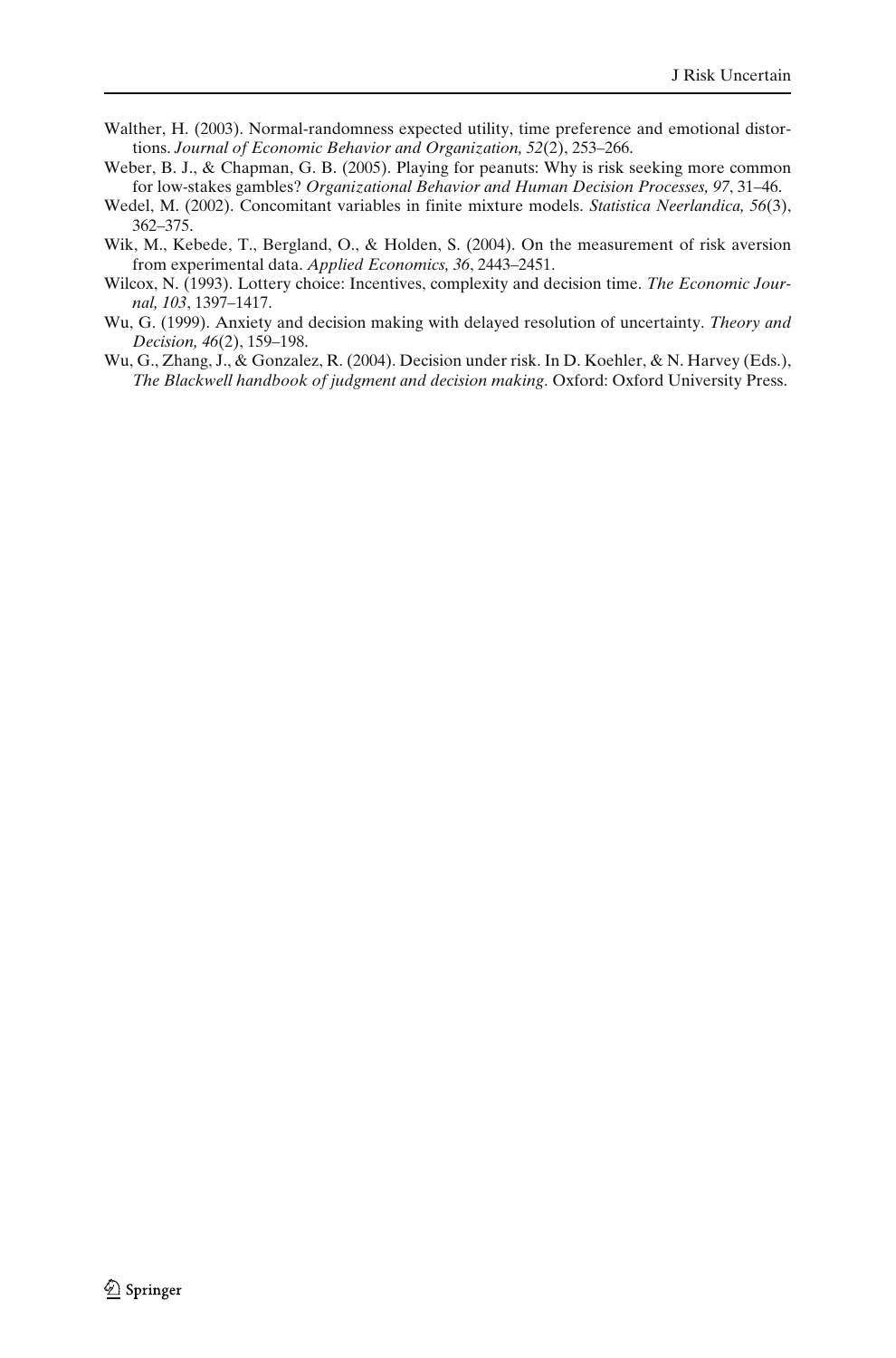Walther, H. (2003). Normal-randomness expected utility, time preference and emotional distortions. *Journal of Economic Behavior and Organization, 52*(2), 253–266.

Weber, B. J., & Chapman, G. B. (2005). Playing for peanuts: Why is risk seeking more common for low-stakes gambles? *Organizational Behavior and Human Decision Processes, 97*, 31–46.

Wedel, M. (2002). Concomitant variables in finite mixture models. *Statistica Neerlandica, 56*(3), 362–375.

Wik, M., Kebede, T., Bergland, O., & Holden, S. (2004). On the measurement of risk aversion from experimental data. *Applied Economics, 36*, 2443–2451.

Wilcox, N. (1993). Lottery choice: Incentives, complexity and decision time. *The Economic Journal, 103*, 1397–1417.

Wu, G. (1999). Anxiety and decision making with delayed resolution of uncertainty. *Theory and Decision, 46*(2), 159–198.

Wu, G., Zhang, J., & Gonzalez, R. (2004). Decision under risk. In D. Koehler, & N. Harvey (Eds.), *The Blackwell handbook of judgment and decision making*. Oxford: Oxford University Press.